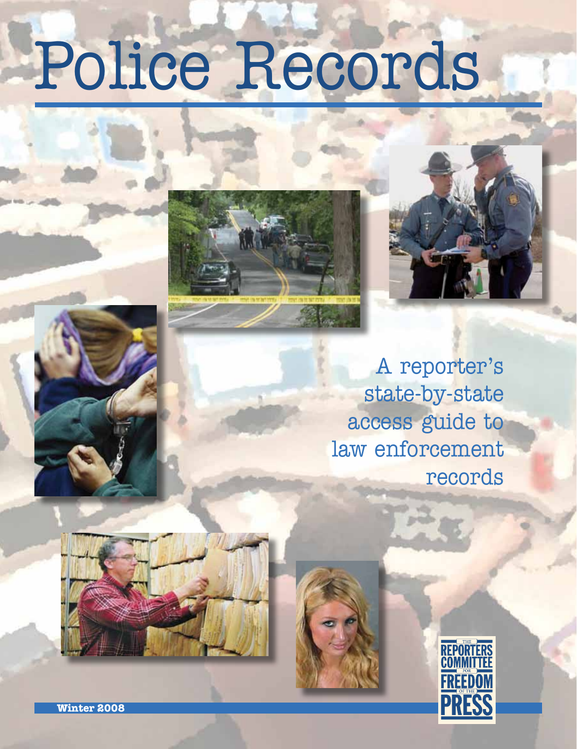# Police Records

A reporter's state-by-state access guide to law enforcement records

THE REPORTERS COMMITTEE FOR FREEDOM OF THE PRESS

**Winter 2008**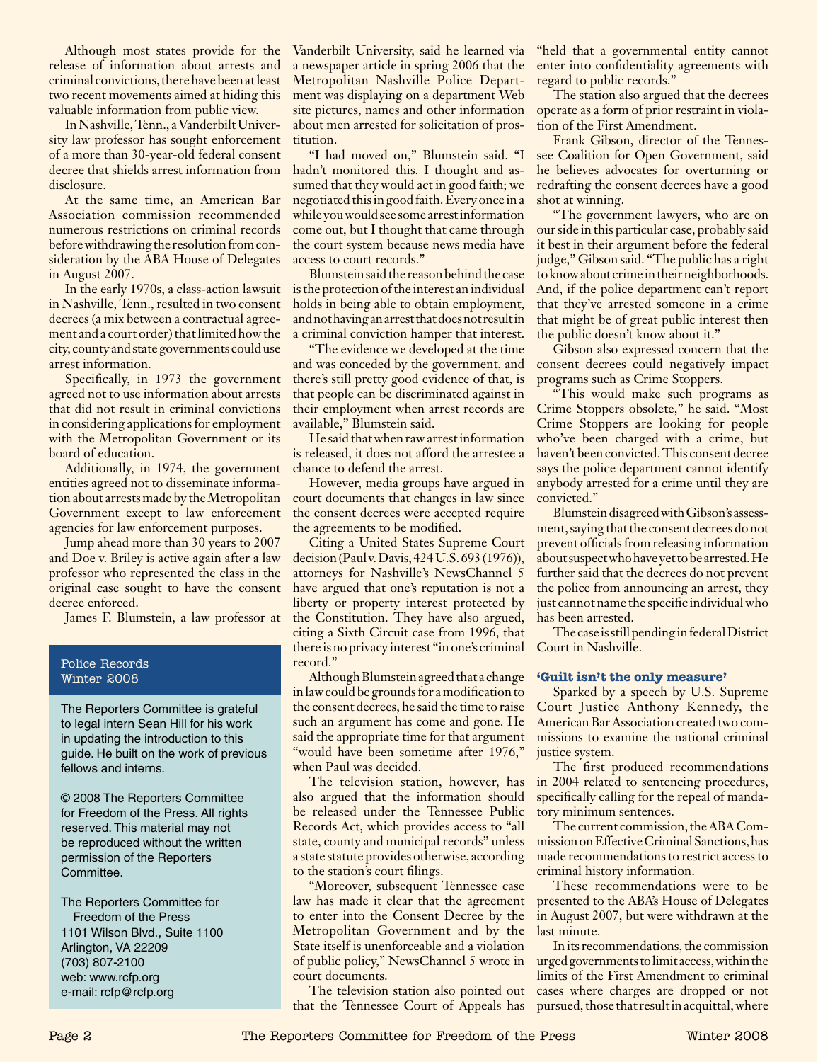Although most states provide for the release of information about arrests and criminal convictions, there have been at least two recent movements aimed at hiding this valuable information from public view.

In Nashville, Tenn., a Vanderbilt University law professor has sought enforcement of a more than 30-year-old federal consent decree that shields arrest information from disclosure.

At the same time, an American Bar Association commission recommended numerous restrictions on criminal records before withdrawing the resolution from consideration by the ABA House of Delegates in August 2007.

In the early 1970s, a class-action lawsuit in Nashville, Tenn., resulted in two consent decrees (a mix between a contractual agreement and a court order) that limited how the city, county and state governments could use arrest information.

Specifically, in 1973 the government agreed not to use information about arrests that did not result in criminal convictions in considering applications for employment with the Metropolitan Government or its board of education.

Additionally, in 1974, the government entities agreed not to disseminate information about arrests made by the Metropolitan Government except to law enforcement agencies for law enforcement purposes.

Jump ahead more than 30 years to 2007 and Doe v. Briley is active again after a law professor who represented the class in the original case sought to have the consent decree enforced.

James F. Blumstein, a law professor at Vanderbilt University, said he learned via a newspaper article in spring 2006 that the Metropolitan Nashville Police Department was displaying on a department Web site pictures, names and other information about men arrested for solicitation of prostitution.

"I had moved on," Blumstein said. "I hadn't monitored this. I thought and assumed that they would act in good faith; we negotiated this in good faith. Every once in a while you would see some arrest information come out, but I thought that came through the court system because news media have access to court records."

Blumstein said the reason behind the case is the protection of the interest an individual holds in being able to obtain employment, and not having an arrest that does not result in a criminal conviction hamper that interest.

"The evidence we developed at the time and was conceded by the government, and there's still pretty good evidence of that, is that people can be discriminated against in their employment when arrest records are available," Blumstein said.

He said that when raw arrest information is released, it does not afford the arrestee a chance to defend the arrest.

However, media groups have argued in court documents that changes in law since the consent decrees were accepted require the agreements to be modified.

Citing a United States Supreme Court decision (Paul v. Davis, 424 U.S. 693 (1976)), attorneys for Nashville's NewsChannel 5 have argued that one's reputation is not a liberty or property interest protected by the Constitution. They have also argued, citing a Sixth Circuit case from 1996, that there is no privacy interest "in one's criminal record."

Although Blumstein agreed that a change in law could be grounds for a modification to the consent decrees, he said the time to raise such an argument has come and gone. He said the appropriate time for that argument "would have been sometime after 1976," when Paul was decided.

The television station, however, has also argued that the information should be released under the Tennessee Public Records Act, which provides access to "all state, county and municipal records" unless a state statute provides otherwise, according to the station's court filings.

"Moreover, subsequent Tennessee case law has made it clear that the agreement to enter into the Consent Decree by the Metropolitan Government and by the State itself is unenforceable and a violation of public policy," NewsChannel 5 wrote in court documents.

The television station also pointed out that the Tennessee Court of Appeals has "held that a governmental entity cannot enter into confidentiality agreements with regard to public records."

The station also argued that the decrees operate as a form of prior restraint in violation of the First Amendment.

Frank Gibson, director of the Tennessee Coalition for Open Government, said he believes advocates for overturning or redrafting the consent decrees have a good shot at winning.

"The government lawyers, who are on our side in this particular case, probably said it best in their argument before the federal judge," Gibson said. "The public has a right to know about crime in their neighborhoods. And, if the police department can't report that they've arrested someone in a crime that might be of great public interest then the public doesn't know about it."

Gibson also expressed concern that the consent decrees could negatively impact programs such as Crime Stoppers.

"This would make such programs as Crime Stoppers obsolete," he said. "Most Crime Stoppers are looking for people who've been charged with a crime, but haven't been convicted. This consent decree says the police department cannot identify anybody arrested for a crime until they are convicted."

Blumstein disagreed with Gibson's assessment, saying that the consent decrees do not prevent officials from releasing information about suspect who have yet to be arrested. He further said that the decrees do not prevent the police from announcing an arrest, they just cannot name the specific individual who has been arrested.

The case is still pending in federal District Court in Nashville.

### 'Guilt isn't the only measure'

Sparked by a speech by U.S. Supreme Court Justice Anthony Kennedy, the American Bar Association created two commissions to examine the national criminal justice system.

The first produced recommendations in 2004 related to sentencing procedures, specifically calling for the repeal of mandatory minimum sentences.

The current commission, the ABA Commission on Effective Criminal Sanctions, has made recommendations to restrict access to criminal history information.

These recommendations were to be presented to the ABA's House of Delegates in August 2007, but were withdrawn at the last minute.

In its recommendations, the commission urged governments to limit access, within the limits of the First Amendment to criminal cases where charges are dropped or not pursued, those that result in acquittal, where

---

Police Records
Winter 2008

The Reporters Committee is grateful to legal intern Sean Hill for his work in updating the introduction to this guide. He built on the work of previous fellows and interns.

© 2008 The Reporters Committee for Freedom of the Press. All rights reserved. This material may not be reproduced without the written permission of the Reporters Committee.

The Reporters Committee for Freedom of the Press
1101 Wilson Blvd., Suite 1100
Arlington, VA 22209
(703) 807-2100
web: www.rcfp.org
e-mail: rcfp@rcfp.org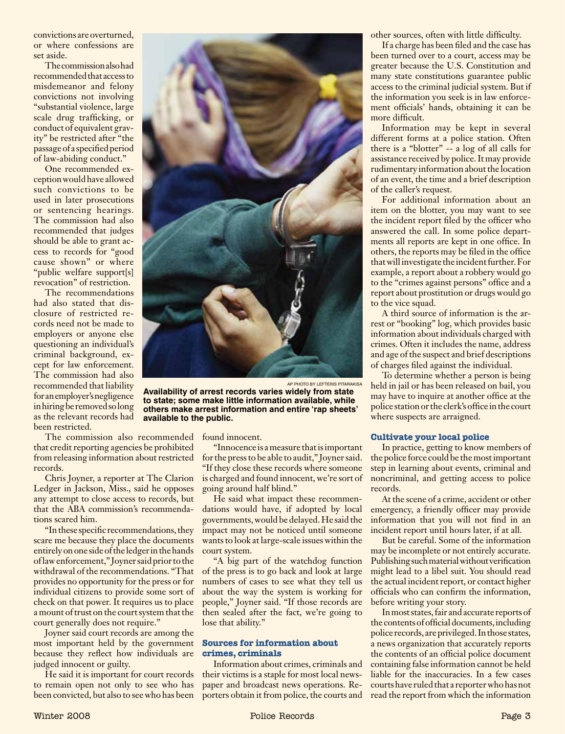convictions are overturned, or where confessions are set aside.

The commission also had recommended that access to misdemeanor and felony convictions not involving "substantial violence, large scale drug trafficking, or conduct of equivalent gravity" be restricted after "the passage of a specified period of law-abiding conduct."

One recommended exception would have allowed such convictions to be used in later prosecutions or sentencing hearings. The commission had also recommended that judges should be able to grant access to records for "good cause shown" or where "public welfare support[s] revocation" of restriction.

The recommendations had also stated that disclosure of restricted records need not be made to employers or anyone else questioning an individual's criminal background, except for law enforcement. The commission had also recommended that liability for an employer's negligence in hiring be removed so long as the relevant records had been restricted.

AP PHOTO BY LEFTERIS PITARAKISA

**Availability of arrest records varies widely from state to state; some make little information available, while others make arrest information and entire 'rap sheets' available to the public.**

The commission also recommended that credit reporting agencies be prohibited from releasing information about restricted records.

Chris Joyner, a reporter at The Clarion Ledger in Jackson, Miss., said he opposes any attempt to close access to records, but that the ABA commission's recommendations scared him.

"In these specific recommendations, they scare me because they place the documents entirely on one side of the ledger in the hands of law enforcement," Joyner said prior to the withdrawal of the recommendations. "That provides no opportunity for the press or for individual citizens to provide some sort of check on that power. It requires us to place a mount of trust on the court system that the court generally does not require."

Joyner said court records are among the most important held by the government because they reflect how individuals are judged innocent or guilty.

He said it is important for court records to remain open not only to see who has been convicted, but also to see who has been found innocent.

"Innocence is a measure that is important for the press to be able to audit," Joyner said. "If they close these records where someone is charged and found innocent, we're sort of going around half blind."

He said what impact these recommendations would have, if adopted by local governments, would be delayed. He said the impact may not be noticed until someone wants to look at large-scale issues within the court system.

"A big part of the watchdog function of the press is to go back and look at large numbers of cases to see what they tell us about the way the system is working for people," Joyner said. "If those records are then sealed after the fact, we're going to lose that ability."

### Sources for information about crimes, criminals

Information about crimes, criminals and their victims is a staple for most local newspaper and broadcast news operations. Reporters obtain it from police, the courts and other sources, often with little difficulty.

If a charge has been filed and the case has been turned over to a court, access may be greater because the U.S. Constitution and many state constitutions guarantee public access to the criminal judicial system. But if the information you seek is in law enforcement officials' hands, obtaining it can be more difficult.

Information may be kept in several different forms at a police station. Often there is a "blotter" -- a log of all calls for assistance received by police. It may provide rudimentary information about the location of an event, the time and a brief description of the caller's request.

For additional information about an item on the blotter, you may want to see the incident report filed by the officer who answered the call. In some police departments all reports are kept in one office. In others, the reports may be filed in the office that will investigate the incident further. For example, a report about a robbery would go to the "crimes against persons" office and a report about prostitution or drugs would go to the vice squad.

A third source of information is the arrest or "booking" log, which provides basic information about individuals charged with crimes. Often it includes the name, address and age of the suspect and brief descriptions of charges filed against the individual.

To determine whether a person is being held in jail or has been released on bail, you may have to inquire at another office at the police station or the clerk's office in the court where suspects are arraigned.

### Cultivate your local police

In practice, getting to know members of the police force could be the most important step in learning about events, criminal and noncriminal, and getting access to police records.

At the scene of a crime, accident or other emergency, a friendly officer may provide information that you will not find in an incident report until hours later, if at all.

But be careful. Some of the information may be incomplete or not entirely accurate. Publishing such material without verification might lead to a libel suit. You should read the actual incident report, or contact higher officials who can confirm the information, before writing your story.

In most states, fair and accurate reports of the contents of official documents, including police records, are privileged. In those states, a news organization that accurately reports the contents of an official police document containing false information cannot be held liable for the inaccuracies. In a few cases courts have ruled that a reporter who has not read the report from which the information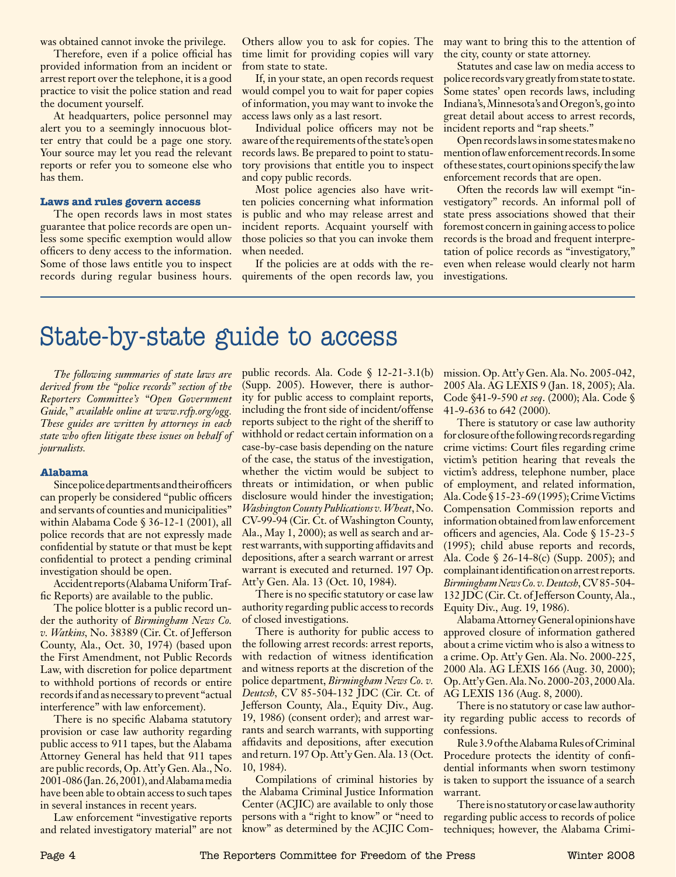was obtained cannot invoke the privilege.

Therefore, even if a police official has provided information from an incident or arrest report over the telephone, it is a good practice to visit the police station and read the document yourself.

At headquarters, police personnel may alert you to a seemingly innocuous blotter entry that could be a page one story. Your source may let you read the relevant reports or refer you to someone else who has them.

### Laws and rules govern access

The open records laws in most states guarantee that police records are open unless some specific exemption would allow officers to deny access to the information. Some of those laws entitle you to inspect records during regular business hours. Others allow you to ask for copies. The time limit for providing copies will vary from state to state.

If, in your state, an open records request would compel you to wait for paper copies of information, you may want to invoke the access laws only as a last resort.

Individual police officers may not be aware of the requirements of the state's open records laws. Be prepared to point to statutory provisions that entitle you to inspect and copy public records.

Most police agencies also have written policies concerning what information is public and who may release arrest and incident reports. Acquaint yourself with those policies so that you can invoke them when needed.

If the policies are at odds with the requirements of the open records law, you may want to bring this to the attention of the city, county or state attorney.

Statutes and case law on media access to police records vary greatly from state to state. Some states' open records laws, including Indiana's, Minnesota's and Oregon's, go into great detail about access to arrest records, incident reports and "rap sheets."

Open records laws in some states make no mention of law enforcement records. In some of these states, court opinions specify the law enforcement records that are open.

Often the records law will exempt "investigatory" records. An informal poll of state press associations showed that their foremost concern in gaining access to police records is the broad and frequent interpretation of police records as "investigatory," even when release would clearly not harm investigations.

# State-by-state guide to access

*The following summaries of state laws are derived from the "police records" section of the Reporters Committee's "Open Government Guide," available online at www.rcfp.org/ogg. These guides are written by attorneys in each state who often litigate these issues on behalf of journalists.*

### Alabama

Since police departments and their officers can properly be considered "public officers and servants of counties and municipalities" within Alabama Code § 36-12-1 (2001), all police records that are not expressly made confidential by statute or that must be kept confidential to protect a pending criminal investigation should be open.

Accident reports (Alabama Uniform Traffic Reports) are available to the public.

The police blotter is a public record under the authority of *Birmingham News Co. v. Watkins*, No. 38389 (Cir. Ct. of Jefferson County, Ala., Oct. 30, 1974) (based upon the First Amendment, not Public Records Law, with discretion for police department to withhold portions of records or entire records if and as necessary to prevent "actual interference" with law enforcement).

There is no specific Alabama statutory provision or case law authority regarding public access to 911 tapes, but the Alabama Attorney General has held that 911 tapes are public records, Op. Att'y Gen. Ala., No. 2001-086 (Jan. 26, 2001), and Alabama media have been able to obtain access to such tapes in several instances in recent years.

Law enforcement "investigative reports and related investigatory material" are not public records. Ala. Code § 12-21-3.1(b) (Supp. 2005). However, there is authority for public access to complaint reports, including the front side of incident/offense reports subject to the right of the sheriff to withhold or redact certain information on a case-by-case basis depending on the nature of the case, the status of the investigation, whether the victim would be subject to threats or intimidation, or when public disclosure would hinder the investigation; *Washington County Publications v. Wheat*, No. CV-99-94 (Cir. Ct. of Washington County, Ala., May 1, 2000); as well as search and arrest warrants, with supporting affidavits and depositions, after a search warrant or arrest warrant is executed and returned. 197 Op. Att'y Gen. Ala. 13 (Oct. 10, 1984).

There is no specific statutory or case law authority regarding public access to records of closed investigations.

There is authority for public access to the following arrest records: arrest reports, with redaction of witness identification and witness reports at the discretion of the police department, *Birmingham News Co. v. Deutcsh*, CV 85-504-132 JDC (Cir. Ct. of Jefferson County, Ala., Equity Div., Aug. 19, 1986) (consent order); and arrest warrants and search warrants, with supporting affidavits and depositions, after execution and return. 197 Op. Att'y Gen. Ala. 13 (Oct. 10, 1984).

Compilations of criminal histories by the Alabama Criminal Justice Information Center (ACJIC) are available to only those persons with a "right to know" or "need to know" as determined by the ACJIC Commission. Op. Att'y Gen. Ala. No. 2005-042, 2005 Ala. AG LEXIS 9 (Jan. 18, 2005); Ala. Code §41-9-590 *et seq*. (2000); Ala. Code § 41-9-636 to 642 (2000).

There is statutory or case law authority for closure of the following records regarding crime victims: Court files regarding crime victim's petition hearing that reveals the victim's address, telephone number, place of employment, and related information, Ala. Code § 15-23-69 (1995); Crime Victims Compensation Commission reports and information obtained from law enforcement officers and agencies, Ala. Code § 15-23-5 (1995); child abuse reports and records, Ala. Code § 26-14-8(c) (Supp. 2005); and complainant identification on arrest reports. *Birmingham News Co. v. Deutcsh*, CV 85-504-132 JDC (Cir. Ct. of Jefferson County, Ala., Equity Div., Aug. 19, 1986).

Alabama Attorney General opinions have approved closure of information gathered about a crime victim who is also a witness to a crime. Op. Att'y Gen. Ala. No. 2000-225, 2000 Ala. AG LEXIS 166 (Aug. 30, 2000); Op. Att'y Gen. Ala. No. 2000-203, 2000 Ala. AG LEXIS 136 (Aug. 8, 2000).

There is no statutory or case law authority regarding public access to records of confessions.

Rule 3.9 of the Alabama Rules of Criminal Procedure protects the identity of confidential informants when sworn testimony is taken to support the issuance of a search warrant.

There is no statutory or case law authority regarding public access to records of police techniques; however, the Alabama Crimi-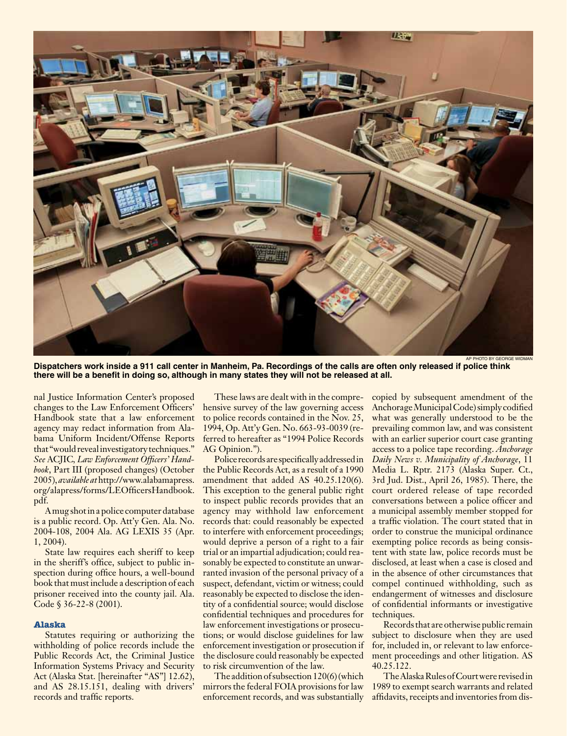AP PHOTO BY GEORGE WIDMAN

**Dispatchers work inside a 911 call center in Manheim, Pa. Recordings of the calls are often only released if police think there will be a benefit in doing so, although in many states they will not be released at all.**

nal Justice Information Center's proposed changes to the Law Enforcement Officers' Handbook state that a law enforcement agency may redact information from Alabama Uniform Incident/Offense Reports that "would reveal investigatory techniques." *See* ACJIC, *Law Enforcement Officers' Handbook*, Part III (proposed changes) (October 2005), *available at* http://www.alabamapress.org/alapress/forms/LEOfficersHandbook.pdf.

A mug shot in a police computer database is a public record. Op. Att'y Gen. Ala. No. 2004-108, 2004 Ala. AG LEXIS 35 (Apr. 1, 2004).

State law requires each sheriff to keep in the sheriff's office, subject to public inspection during office hours, a well-bound book that must include a description of each prisoner received into the county jail. Ala. Code § 36-22-8 (2001).

### Alaska

Statutes requiring or authorizing the withholding of police records include the Public Records Act, the Criminal Justice Information Systems Privacy and Security Act (Alaska Stat. [hereinafter "AS"] 12.62), and AS 28.15.151, dealing with drivers' records and traffic reports.

These laws are dealt with in the comprehensive survey of the law governing access to police records contained in the Nov. 25, 1994, Op. Att'y Gen. No. 663-93-0039 (referred to hereafter as "1994 Police Records AG Opinion.").

Police records are specifically addressed in the Public Records Act, as a result of a 1990 amendment that added AS 40.25.120(6). This exception to the general public right to inspect public records provides that an agency may withhold law enforcement records that: could reasonably be expected to interfere with enforcement proceedings; would deprive a person of a right to a fair trial or an impartial adjudication; could reasonably be expected to constitute an unwarranted invasion of the personal privacy of a suspect, defendant, victim or witness; could reasonably be expected to disclose the identity of a confidential source; would disclose confidential techniques and procedures for law enforcement investigations or prosecutions; or would disclose guidelines for law enforcement investigation or prosecution if the disclosure could reasonably be expected to risk circumvention of the law.

The addition of subsection 120(6) (which mirrors the federal FOIA provisions for law enforcement records, and was substantially copied by subsequent amendment of the Anchorage Municipal Code) simply codified what was generally understood to be the prevailing common law, and was consistent with an earlier superior court case granting access to a police tape recording. *Anchorage Daily News v. Municipality of Anchorage*, 11 Media L. Rptr. 2173 (Alaska Super. Ct., 3rd Jud. Dist., April 26, 1985). There, the court ordered release of tape recorded conversations between a police officer and a municipal assembly member stopped for a traffic violation. The court stated that in order to construe the municipal ordinance exempting police records as being consistent with state law, police records must be disclosed, at least when a case is closed and in the absence of other circumstances that compel continued withholding, such as endangerment of witnesses and disclosure of confidential informants or investigative techniques.

Records that are otherwise public remain subject to disclosure when they are used for, included in, or relevant to law enforcement proceedings and other litigation. AS 40.25.122.

The Alaska Rules of Court were revised in 1989 to exempt search warrants and related affidavits, receipts and inventories from dis-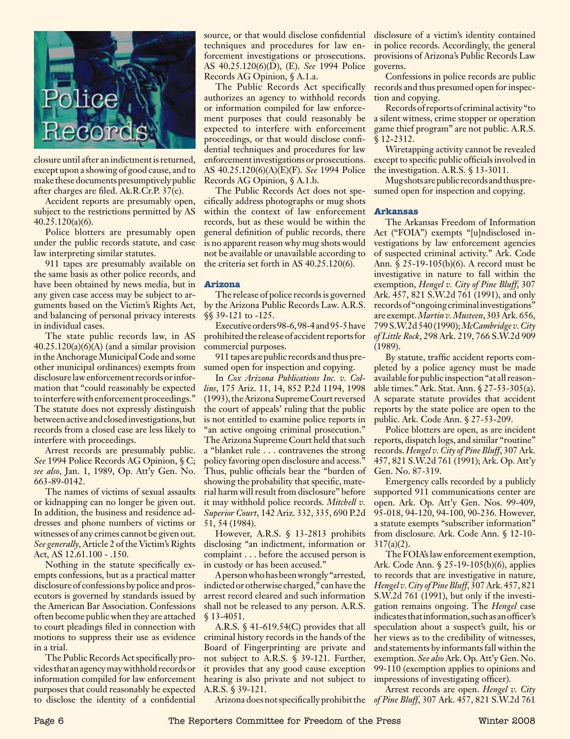closure until after an indictment is returned, except upon a showing of good cause, and to make these documents presumptively public after charges are filed. Ak.R.Cr.P. 37(e).

Accident reports are presumably open, subject to the restrictions permitted by AS 40.25.120(a)(6).

Police blotters are presumably open under the public records statute, and case law interpreting similar statutes.

911 tapes are presumably available on the same basis as other police records, and have been obtained by news media, but in any given case access may be subject to arguments based on the Victim's Rights Act, and balancing of personal privacy interests in individual cases.

The state public records law, in AS 40.25.120(a)(6)(A) (and a similar provision in the Anchorage Municipal Code and some other municipal ordinances) exempts from disclosure law enforcement records or information that "could reasonably be expected to interfere with enforcement proceedings." The statute does not expressly distinguish between active and closed investigations, but records from a closed case are less likely to interfere with proceedings.

Arrest records are presumably public. *See* 1994 Police Records AG Opinion, § C; *see also*, Jan. 1, 1989, Op. Att'y Gen. No. 663-89-0142.

The names of victims of sexual assaults or kidnapping can no longer be given out. In addition, the business and residence addresses and phone numbers of victims or witnesses of any crimes cannot be given out. *See generally*, Article 2 of the Victim's Rights Act, AS 12.61.100 - .150.

Nothing in the statute specifically exempts confessions, but as a practical matter disclosure of confessions by police and prosecutors is governed by standards issued by the American Bar Association. Confessions often become public when they are attached to court pleadings filed in connection with motions to suppress their use as evidence in a trial.

The Public Records Act specifically provides that an agency may withhold records or information compiled for law enforcement purposes that could reasonably be expected to disclose the identity of a confidential source, or that would disclose confidential techniques and procedures for law enforcement investigations or prosecutions. AS 40.25.120(6)(D), (E). *See* 1994 Police Records AG Opinion, § A.1.a.

The Public Records Act specifically authorizes an agency to withhold records or information compiled for law enforcement purposes that could reasonably be expected to interfere with enforcement proceedings, or that would disclose confidential techniques and procedures for law enforcement investigations or prosecutions. AS 40.25.120(6)(A)(E)(F). *See* 1994 Police Records AG Opinion, § A.1.b.

The Public Records Act does not specifically address photographs or mug shots within the context of law enforcement records, but as these would be within the general definition of public records, there is no apparent reason why mug shots would not be available or unavailable according to the criteria set forth in AS 40.25.120(6).

### Arizona

The release of police records is governed by the Arizona Public Records Law. A.R.S. §§ 39-121 to -125.

Executive orders 98-6, 98-4 and 95-5 have prohibited the release of accident reports for commercial purposes.

911 tapes are public records and thus presumed open for inspection and copying.

In *Cox Arizona Publications Inc. v. Collins*, 175 Ariz. 11, 14, 852 P.2d 1194, 1998 (1993), the Arizona Supreme Court reversed the court of appeals' ruling that the public is not entitled to examine police reports in "an active ongoing criminal prosecution." The Arizona Supreme Court held that such a "blanket rule . . . contravenes the strong policy favoring open disclosure and access." Thus, public officials bear the "burden of showing the probability that specific, material harm will result from disclosure" before it may withhold police records. *Mitchell v. Superior Court*, 142 Ariz. 332, 335, 690 P.2d 51, 54 (1984).

However, A.R.S. § 13-2813 prohibits disclosing "an indictment, information or complaint . . . before the accused person is in custody or has been accused."

A person who has been wrongly "arrested, indicted or otherwise charged," can have the arrest record cleared and such information shall not be released to any person. A.R.S. § 13-4051.

A.R.S. § 41-619.54(C) provides that all criminal history records in the hands of the Board of Fingerprinting are private and not subject to A.R.S. § 39-121. Further, it provides that any good cause exception hearing is also private and not subject to A.R.S. § 39-121.

Arizona does not specifically prohibit the disclosure of a victim's identity contained in police records. Accordingly, the general provisions of Arizona's Public Records Law governs.

Confessions in police records are public records and thus presumed open for inspection and copying.

Records of reports of criminal activity "to a silent witness, crime stopper or operation game thief program" are not public. A.R.S. § 12-2312.

Wiretapping activity cannot be revealed except to specific public officials involved in the investigation. A.R.S. § 13-3011.

Mug shots are public records and thus presumed open for inspection and copying.

### Arkansas

The Arkansas Freedom of Information Act ("FOIA") exempts "[u]ndisclosed investigations by law enforcement agencies of suspected criminal activity." Ark. Code Ann. § 25-19-105(b)(6). A record must be investigative in nature to fall within the exemption, *Hengel v. City of Pine Bluff*, 307 Ark. 457, 821 S.W.2d 761 (1991), and only records of "ongoing criminal investigations" are exempt. *Martin v. Musteen*, 303 Ark. 656, 799 S.W.2d 540 (1990); *McCambridge v. City of Little Rock*, 298 Ark. 219, 766 S.W.2d 909 (1989).

By statute, traffic accident reports completed by a police agency must be made available for public inspection "at all reasonable times." Ark. Stat. Ann. § 27-53-305(a). A separate statute provides that accident reports by the state police are open to the public. Ark. Code Ann. § 27-53-209.

Police blotters are open, as are incident reports, dispatch logs, and similar "routine" records. *Hengel v. City of Pine Bluff*, 307 Ark. 457, 821 S.W.2d 761 (1991); Ark. Op. Att'y Gen. No. 87-319.

Emergency calls recorded by a publicly supported 911 communications center are open. Ark. Op. Att'y Gen. Nos. 99-409, 95-018, 94-120, 94-100, 90-236. However, a statute exempts "subscriber information" from disclosure. Ark. Code Ann. § 12-10-317(a)(2).

The FOIA's law enforcement exemption, Ark. Code Ann. § 25-19-105(b)(6), applies to records that are investigative in nature, *Hengel v. City of Pine Bluff*, 307 Ark. 457, 821 S.W.2d 761 (1991), but only if the investigation remains ongoing. The *Hengel* case indicates that information, such as an officer's speculation about a suspect's guilt, his or her views as to the credibility of witnesses, and statements by informants fall within the exemption. *See also* Ark. Op. Att'y Gen. No. 99-110 (exemption applies to opinions and impressions of investigating officer).

Arrest records are open. *Hengel v. City of Pine Bluff*, 307 Ark. 457, 821 S.W.2d 761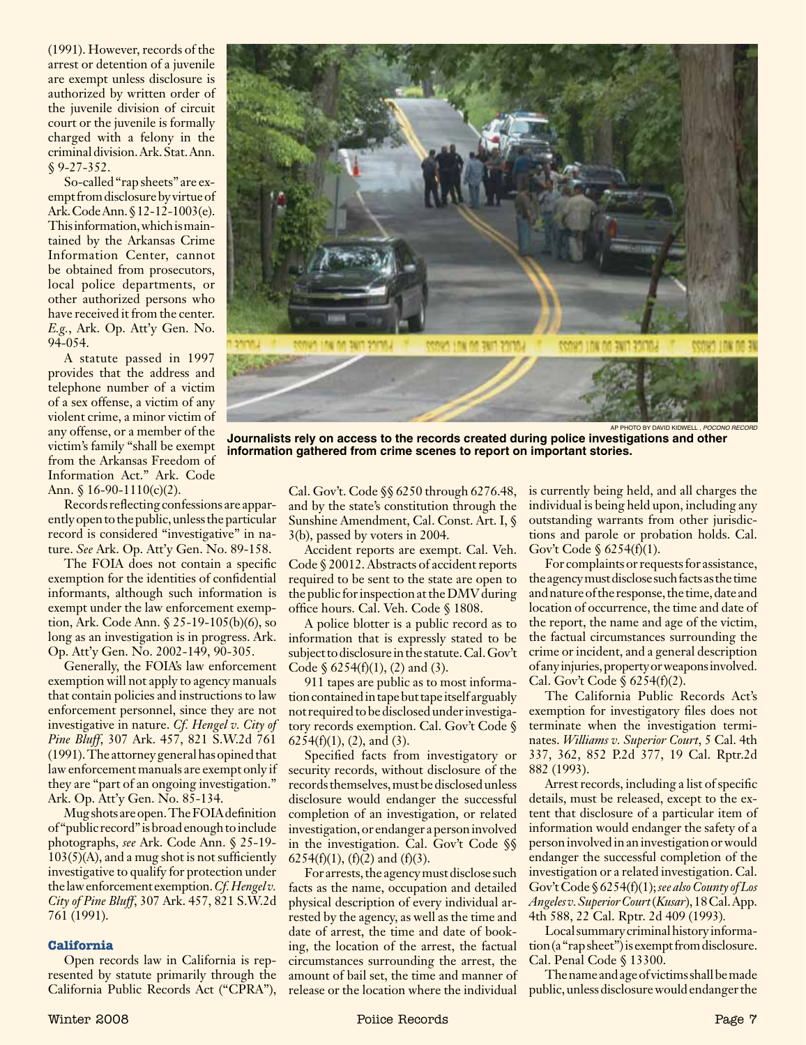(1991). However, records of the arrest or detention of a juvenile are exempt unless disclosure is authorized by written order of the juvenile division of circuit court or the juvenile is formally charged with a felony in the criminal division. Ark. Stat. Ann. § 9-27-352.

So-called "rap sheets" are exempt from disclosure by virtue of Ark. Code Ann. § 12-12-1003(e). This information, which is maintained by the Arkansas Crime Information Center, cannot be obtained from prosecutors, local police departments, or other authorized persons who have received it from the center. *E.g.*, Ark. Op. Att'y Gen. No. 94-054.

A statute passed in 1997 provides that the address and telephone number of a victim of a sex offense, a victim of any violent crime, a minor victim of any offense, or a member of the victim's family "shall be exempt from the Arkansas Freedom of Information Act." Ark. Code Ann. § 16-90-1110(c)(2).

Records reflecting confessions are apparently open to the public, unless the particular record is considered "investigative" in nature. *See* Ark. Op. Att'y Gen. No. 89-158.

The FOIA does not contain a specific exemption for the identities of confidential informants, although such information is exempt under the law enforcement exemption, Ark. Code Ann. § 25-19-105(b)(6), so long as an investigation is in progress. Ark. Op. Att'y Gen. No. 2002-149, 90-305.

Generally, the FOIA's law enforcement exemption will not apply to agency manuals that contain policies and instructions to law enforcement personnel, since they are not investigative in nature. *Cf. Hengel v. City of Pine Bluff*, 307 Ark. 457, 821 S.W.2d 761 (1991). The attorney general has opined that law enforcement manuals are exempt only if they are "part of an ongoing investigation." Ark. Op. Att'y Gen. No. 85-134.

Mug shots are open. The FOIA definition of "public record" is broad enough to include photographs, *see* Ark. Code Ann. § 25-19-103(5)(A), and a mug shot is not sufficiently investigative to qualify for protection under the law enforcement exemption. *Cf. Hengel v. City of Pine Bluff*, 307 Ark. 457, 821 S.W.2d 761 (1991).

AP PHOTO BY DAVID KIDWELL, *POCONO RECORD*

**Journalists rely on access to the records created during police investigations and other information gathered from crime scenes to report on important stories.**

### California

Open records law in California is represented by statute primarily through the California Public Records Act ("CPRA"), Cal. Gov't. Code §§ 6250 through 6276.48, and by the state's constitution through the Sunshine Amendment, Cal. Const. Art. I, § 3(b), passed by voters in 2004.

Accident reports are exempt. Cal. Veh. Code § 20012. Abstracts of accident reports required to be sent to the state are open to the public for inspection at the DMV during office hours. Cal. Veh. Code § 1808.

A police blotter is a public record as to information that is expressly stated to be subject to disclosure in the statute. Cal. Gov't Code § 6254(f)(1), (2) and (3).

911 tapes are public as to most information contained in tape but tape itself arguably not required to be disclosed under investigatory records exemption. Cal. Gov't Code § 6254(f)(1), (2), and (3).

Specified facts from investigatory or security records, without disclosure of the records themselves, must be disclosed unless disclosure would endanger the successful completion of an investigation, or related investigation, or endanger a person involved in the investigation. Cal. Gov't Code §§ 6254(f)(1), (f)(2) and (f)(3).

For arrests, the agency must disclose such facts as the name, occupation and detailed physical description of every individual arrested by the agency, as well as the time and date of arrest, the time and date of booking, the location of the arrest, the factual circumstances surrounding the arrest, the amount of bail set, the time and manner of release or the location where the individual is currently being held, and all charges the individual is being held upon, including any outstanding warrants from other jurisdictions and parole or probation holds. Cal. Gov't Code § 6254(f)(1).

For complaints or requests for assistance, the agency must disclose such facts as the time and nature of the response, the time, date and location of occurrence, the time and date of the report, the name and age of the victim, the factual circumstances surrounding the crime or incident, and a general description of any injuries, property or weapons involved. Cal. Gov't Code § 6254(f)(2).

The California Public Records Act's exemption for investigatory files does not terminate when the investigation terminates. *Williams v. Superior Court*, 5 Cal. 4th 337, 362, 852 P.2d 377, 19 Cal. Rptr.2d 882 (1993).

Arrest records, including a list of specific details, must be released, except to the extent that disclosure of a particular item of information would endanger the safety of a person involved in an investigation or would endanger the successful completion of the investigation or a related investigation. Cal. Gov't Code § 6254(f)(1); *see also County of Los Angeles v. Superior Court (Kusar)*, 18 Cal. App. 4th 588, 22 Cal. Rptr. 2d 409 (1993).

Local summary criminal history information (a "rap sheet") is exempt from disclosure. Cal. Penal Code § 13300.

The name and age of victims shall be made public, unless disclosure would endanger the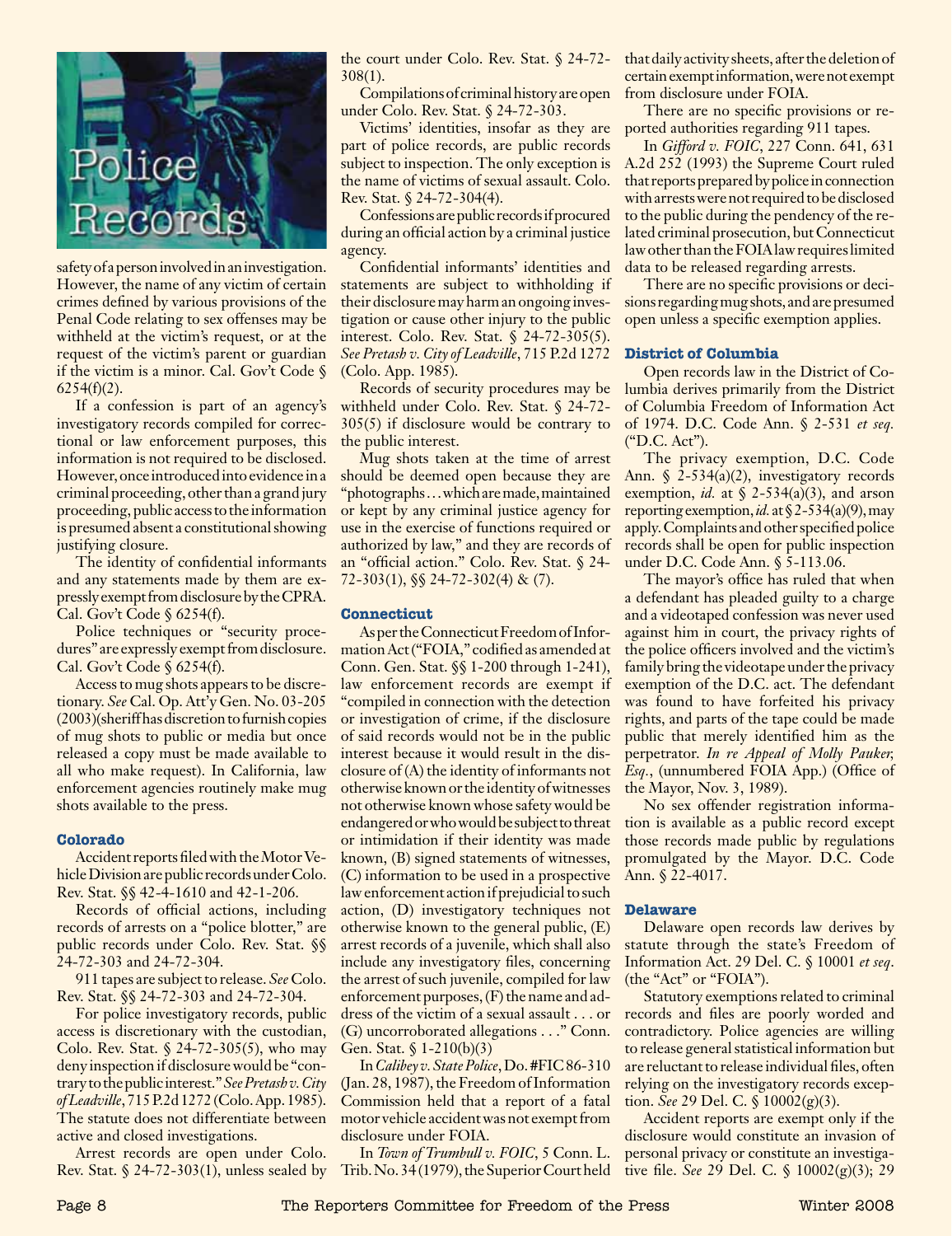safety of a person involved in an investigation. However, the name of any victim of certain crimes defined by various provisions of the Penal Code relating to sex offenses may be withheld at the victim's request, or at the request of the victim's parent or guardian if the victim is a minor. Cal. Gov't Code § 6254(f)(2).

If a confession is part of an agency's investigatory records compiled for correctional or law enforcement purposes, this information is not required to be disclosed. However, once introduced into evidence in a criminal proceeding, other than a grand jury proceeding, public access to the information is presumed absent a constitutional showing justifying closure.

The identity of confidential informants and any statements made by them are expressly exempt from disclosure by the CPRA. Cal. Gov't Code § 6254(f).

Police techniques or "security procedures" are expressly exempt from disclosure. Cal. Gov't Code § 6254(f).

Access to mug shots appears to be discretionary. *See* Cal. Op. Att'y Gen. No. 03-205 (2003)(sheriff has discretion to furnish copies of mug shots to public or media but once released a copy must be made available to all who make request). In California, law enforcement agencies routinely make mug shots available to the press.

### Colorado

Accident reports filed with the Motor Vehicle Division are public records under Colo. Rev. Stat. §§ 42-4-1610 and 42-1-206.

Records of official actions, including records of arrests on a "police blotter," are public records under Colo. Rev. Stat. §§ 24-72-303 and 24-72-304.

911 tapes are subject to release. *See* Colo. Rev. Stat. §§ 24-72-303 and 24-72-304.

For police investigatory records, public access is discretionary with the custodian, Colo. Rev. Stat. § 24-72-305(5), who may deny inspection if disclosure would be "contrary to the public interest." *See Pretash v. City of Leadville*, 715 P.2d 1272 (Colo. App. 1985). The statute does not differentiate between active and closed investigations.

Arrest records are open under Colo. Rev. Stat. § 24-72-303(1), unless sealed by the court under Colo. Rev. Stat. § 24-72-308(1).

Compilations of criminal history are open under Colo. Rev. Stat. § 24-72-303.

Victims' identities, insofar as they are part of police records, are public records subject to inspection. The only exception is the name of victims of sexual assault. Colo. Rev. Stat. § 24-72-304(4).

Confessions are public records if procured during an official action by a criminal justice agency.

Confidential informants' identities and statements are subject to withholding if their disclosure may harm an ongoing investigation or cause other injury to the public interest. Colo. Rev. Stat. § 24-72-305(5). *See Pretash v. City of Leadville*, 715 P.2d 1272 (Colo. App. 1985).

Records of security procedures may be withheld under Colo. Rev. Stat. § 24-72-305(5) if disclosure would be contrary to the public interest.

Mug shots taken at the time of arrest should be deemed open because they are "photographs . . . which are made, maintained or kept by any criminal justice agency for use in the exercise of functions required or authorized by law," and they are records of an "official action." Colo. Rev. Stat. § 24-72-303(1), §§ 24-72-302(4) & (7).

### Connecticut

As per the Connecticut Freedom of Information Act ("FOIA," codified as amended at Conn. Gen. Stat. §§ 1-200 through 1-241), law enforcement records are exempt if "compiled in connection with the detection or investigation of crime, if the disclosure of said records would not be in the public interest because it would result in the disclosure of (A) the identity of informants not otherwise known or the identity of witnesses not otherwise known whose safety would be endangered or who would be subject to threat or intimidation if their identity was made known, (B) signed statements of witnesses, (C) information to be used in a prospective law enforcement action if prejudicial to such action, (D) investigatory techniques not otherwise known to the general public, (E) arrest records of a juvenile, which shall also include any investigatory files, concerning the arrest of such juvenile, compiled for law enforcement purposes, (F) the name and address of the victim of a sexual assault . . . or (G) uncorroborated allegations . . ." Conn. Gen. Stat. § 1-210(b)(3)

In *Calibey v. State Police*, Do. #FIC 86-310 (Jan. 28, 1987), the Freedom of Information Commission held that a report of a fatal motor vehicle accident was not exempt from disclosure under FOIA.

In *Town of Trumbull v. FOIC*, 5 Conn. L. Trib. No. 34 (1979), the Superior Court held that daily activity sheets, after the deletion of certain exempt information, were not exempt from disclosure under FOIA.

There are no specific provisions or reported authorities regarding 911 tapes.

In *Gifford v. FOIC*, 227 Conn. 641, 631 A.2d 252 (1993) the Supreme Court ruled that reports prepared by police in connection with arrests were not required to be disclosed to the public during the pendency of the related criminal prosecution, but Connecticut law other than the FOIA law requires limited data to be released regarding arrests.

There are no specific provisions or decisions regarding mug shots, and are presumed open unless a specific exemption applies.

### District of Columbia

Open records law in the District of Columbia derives primarily from the District of Columbia Freedom of Information Act of 1974. D.C. Code Ann. § 2-531 *et seq.* ("D.C. Act").

The privacy exemption, D.C. Code Ann. § 2-534(a)(2), investigatory records exemption, *id.* at § 2-534(a)(3), and arson reporting exemption, *id.* at § 2-534(a)(9), may apply. Complaints and other specified police records shall be open for public inspection under D.C. Code Ann. § 5-113.06.

The mayor's office has ruled that when a defendant has pleaded guilty to a charge and a videotaped confession was never used against him in court, the privacy rights of the police officers involved and the victim's family bring the videotape under the privacy exemption of the D.C. act. The defendant was found to have forfeited his privacy rights, and parts of the tape could be made public that merely identified him as the perpetrator. *In re Appeal of Molly Pauker, Esq.*, (unnumbered FOIA App.) (Office of the Mayor, Nov. 3, 1989).

No sex offender registration information is available as a public record except those records made public by regulations promulgated by the Mayor. D.C. Code Ann. § 22-4017.

### Delaware

Delaware open records law derives by statute through the state's Freedom of Information Act. 29 Del. C. § 10001 *et seq*. (the "Act" or "FOIA").

Statutory exemptions related to criminal records and files are poorly worded and contradictory. Police agencies are willing to release general statistical information but are reluctant to release individual files, often relying on the investigatory records exception. *See* 29 Del. C. § 10002(g)(3).

Accident reports are exempt only if the disclosure would constitute an invasion of personal privacy or constitute an investigative file. *See* 29 Del. C. § 10002(g)(3); 29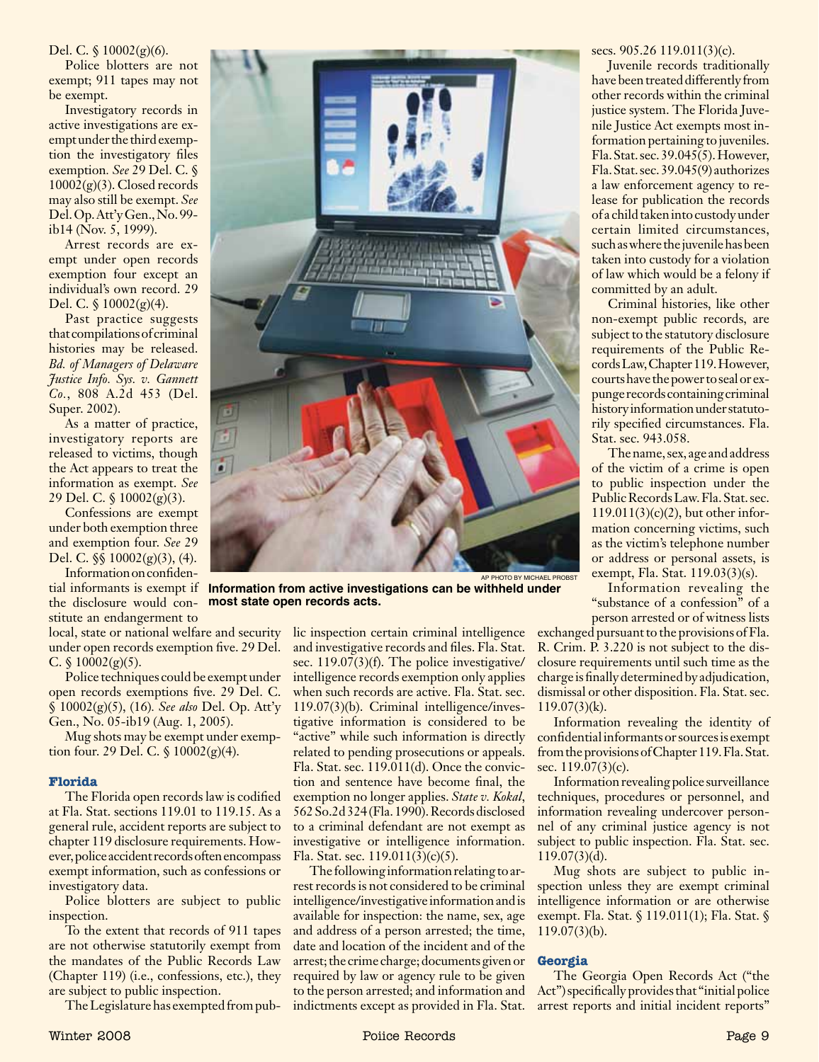Del. C. § 10002(g)(6).

Police blotters are not exempt; 911 tapes may not be exempt.

Investigatory records in active investigations are exempt under the third exemption the investigatory files exemption. *See* 29 Del. C. § 10002(g)(3). Closed records may also still be exempt. *See* Del. Op. Att'y Gen., No. 99-ib14 (Nov. 5, 1999).

Arrest records are exempt under open records exemption four except an individual's own record. 29 Del. C. § 10002(g)(4).

Past practice suggests that compilations of criminal histories may be released. *Bd. of Managers of Delaware Justice Info. Sys. v. Gannett Co.*, 808 A.2d 453 (Del. Super. 2002).

As a matter of practice, investigatory reports are released to victims, though the Act appears to treat the information as exempt. *See* 29 Del. C. § 10002(g)(3).

Confessions are exempt under both exemption three and exemption four. *See* 29 Del. C. §§ 10002(g)(3), (4).

Information on confidential informants is exempt if the disclosure would constitute an endangerment to local, state or national welfare and security under open records exemption five. 29 Del. C. § 10002(g)(5).

Police techniques could be exempt under open records exemptions five. 29 Del. C. § 10002(g)(5), (16). *See also* Del. Op. Att'y Gen., No. 05-ib19 (Aug. 1, 2005).

Mug shots may be exempt under exemption four. 29 Del. C. § 10002(g)(4).

AP PHOTO BY MICHAEL PROBST

**Information from active investigations can be withheld under most state open records acts.**

### Florida

The Florida open records law is codified at Fla. Stat. sections 119.01 to 119.15. As a general rule, accident reports are subject to chapter 119 disclosure requirements. However, police accident records often encompass exempt information, such as confessions or investigatory data.

Police blotters are subject to public inspection.

To the extent that records of 911 tapes are not otherwise statutorily exempt from the mandates of the Public Records Law (Chapter 119) (i.e., confessions, etc.), they are subject to public inspection.

The Legislature has exempted from public inspection certain criminal intelligence and investigative records and files. Fla. Stat. sec. 119.07(3)(f). The police investigative/intelligence records exemption only applies when such records are active. Fla. Stat. sec. 119.07(3)(b). Criminal intelligence/investigative information is considered to be "active" while such information is directly related to pending prosecutions or appeals. Fla. Stat. sec. 119.011(d). Once the conviction and sentence have become final, the exemption no longer applies. *State v. Kokal*, 562 So.2d 324 (Fla. 1990). Records disclosed to a criminal defendant are not exempt as investigative or intelligence information. Fla. Stat. sec. 119.011(3)(c)(5).

The following information relating to arrest records is not considered to be criminal intelligence/investigative information and is available for inspection: the name, sex, age and address of a person arrested; the time, date and location of the incident and of the arrest; the crime charge; documents given or required by law or agency rule to be given to the person arrested; and information and indictments except as provided in Fla. Stat. secs. 905.26 119.011(3)(c).

Juvenile records traditionally have been treated differently from other records within the criminal justice system. The Florida Juvenile Justice Act exempts most information pertaining to juveniles. Fla. Stat. sec. 39.045(5). However, Fla. Stat. sec. 39.045(9) authorizes a law enforcement agency to release for publication the records of a child taken into custody under certain limited circumstances, such as where the juvenile has been taken into custody for a violation of law which would be a felony if committed by an adult.

Criminal histories, like other non-exempt public records, are subject to the statutory disclosure requirements of the Public Records Law, Chapter 119. However, courts have the power to seal or expunge records containing criminal history information under statutorily specified circumstances. Fla. Stat. sec. 943.058.

The name, sex, age and address of the victim of a crime is open to public inspection under the Public Records Law. Fla. Stat. sec. 119.011(3)(c)(2), but other information concerning victims, such as the victim's telephone number or address or personal assets, is exempt, Fla. Stat. 119.03(3)(s).

Information revealing the "substance of a confession" of a person arrested or of witness lists exchanged pursuant to the provisions of Fla. R. Crim. P. 3.220 is not subject to the disclosure requirements until such time as the charge is finally determined by adjudication, dismissal or other disposition. Fla. Stat. sec. 119.07(3)(k).

Information revealing the identity of confidential informants or sources is exempt from the provisions of Chapter 119. Fla. Stat. sec. 119.07(3)(c).

Information revealing police surveillance techniques, procedures or personnel, and information revealing undercover personnel of any criminal justice agency is not subject to public inspection. Fla. Stat. sec. 119.07(3)(d).

Mug shots are subject to public inspection unless they are exempt criminal intelligence information or are otherwise exempt. Fla. Stat. § 119.011(1); Fla. Stat. § 119.07(3)(b).

### Georgia

The Georgia Open Records Act ("the Act") specifically provides that "initial police arrest reports and initial incident reports"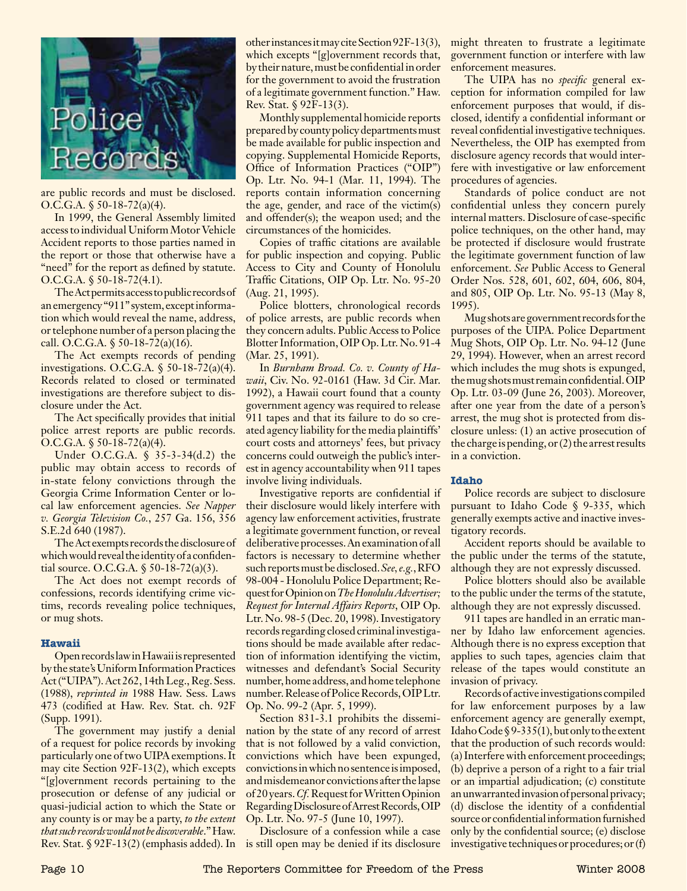are public records and must be disclosed. O.C.G.A. § 50-18-72(a)(4).

In 1999, the General Assembly limited access to individual Uniform Motor Vehicle Accident reports to those parties named in the report or those that otherwise have a "need" for the report as defined by statute. O.C.G.A. § 50-18-72(4.1).

The Act permits access to public records of an emergency "911" system, except information which would reveal the name, address, or telephone number of a person placing the call. O.C.G.A. § 50-18-72(a)(16).

The Act exempts records of pending investigations. O.C.G.A. § 50-18-72(a)(4). Records related to closed or terminated investigations are therefore subject to disclosure under the Act.

The Act specifically provides that initial police arrest reports are public records. O.C.G.A. § 50-18-72(a)(4).

Under O.C.G.A. § 35-3-34(d.2) the public may obtain access to records of in-state felony convictions through the Georgia Crime Information Center or local law enforcement agencies. *See Napper v. Georgia Television Co.*, 257 Ga. 156, 356 S.E.2d 640 (1987).

The Act exempts records the disclosure of which would reveal the identity of a confidential source. O.C.G.A. § 50-18-72(a)(3).

The Act does not exempt records of confessions, records identifying crime victims, records revealing police techniques, or mug shots.

### Hawaii

Open records law in Hawaii is represented by the state's Uniform Information Practices Act ("UIPA"). Act 262, 14th Leg., Reg. Sess. (1988), *reprinted in* 1988 Haw. Sess. Laws 473 (codified at Haw. Rev. Stat. ch. 92F (Supp. 1991).

The government may justify a denial of a request for police records by invoking particularly one of two UIPA exemptions. It may cite Section 92F-13(2), which excepts "[g]overnment records pertaining to the prosecution or defense of any judicial or quasi-judicial action to which the State or any county is or may be a party, *to the extent that such records would not be discoverable*." Haw. Rev. Stat. § 92F-13(2) (emphasis added). In other instances it may cite Section 92F-13(3), which excepts "[g]overnment records that, by their nature, must be confidential in order for the government to avoid the frustration of a legitimate government function." Haw. Rev. Stat. § 92F-13(3).

Monthly supplemental homicide reports prepared by county policy departments must be made available for public inspection and copying. Supplemental Homicide Reports, Office of Information Practices ("OIP") Op. Ltr. No. 94-1 (Mar. 11, 1994). The reports contain information concerning the age, gender, and race of the victim(s) and offender(s); the weapon used; and the circumstances of the homicides.

Copies of traffic citations are available for public inspection and copying. Public Access to City and County of Honolulu Traffic Citations, OIP Op. Ltr. No. 95-20 (Aug. 21, 1995).

Police blotters, chronological records of police arrests, are public records when they concern adults. Public Access to Police Blotter Information, OIP Op. Ltr. No. 91-4 (Mar. 25, 1991).

In *Burnham Broad. Co. v. County of Hawaii*, Civ. No. 92-0161 (Haw. 3d Cir. Mar. 1992), a Hawaii court found that a county government agency was required to release 911 tapes and that its failure to do so created agency liability for the media plaintiffs' court costs and attorneys' fees, but privacy concerns could outweigh the public's interest in agency accountability when 911 tapes involve living individuals.

Investigative reports are confidential if their disclosure would likely interfere with agency law enforcement activities, frustrate a legitimate government function, or reveal deliberative processes. An examination of all factors is necessary to determine whether such reports must be disclosed. *See, e.g.*, RFO 98-004 - Honolulu Police Department; Request for Opinion on *The Honolulu Advertiser; Request for Internal Affairs Reports*, OIP Op. Ltr. No. 98-5 (Dec. 20, 1998). Investigatory records regarding closed criminal investigations should be made available after redaction of information identifying the victim, witnesses and defendant's Social Security number, home address, and home telephone number. Release of Police Records, OIP Ltr. Op. No. 99-2 (Apr. 5, 1999).

Section 831-3.1 prohibits the dissemination by the state of any record of arrest that is not followed by a valid conviction, convictions which have been expunged, convictions in which no sentence is imposed, and misdemeanor convictions after the lapse of 20 years. *Cf.* Request for Written Opinion Regarding Disclosure of Arrest Records, OIP Op. Ltr. No. 97-5 (June 10, 1997).

Disclosure of a confession while a case is still open may be denied if its disclosure might threaten to frustrate a legitimate government function or interfere with law enforcement measures.

The UIPA has no *specific* general exception for information compiled for law enforcement purposes that would, if disclosed, identify a confidential informant or reveal confidential investigative techniques. Nevertheless, the OIP has exempted from disclosure agency records that would interfere with investigative or law enforcement procedures of agencies.

Standards of police conduct are not confidential unless they concern purely internal matters. Disclosure of case-specific police techniques, on the other hand, may be protected if disclosure would frustrate the legitimate government function of law enforcement. *See* Public Access to General Order Nos. 528, 601, 602, 604, 606, 804, and 805, OIP Op. Ltr. No. 95-13 (May 8, 1995).

Mug shots are government records for the purposes of the UIPA. Police Department Mug Shots, OIP Op. Ltr. No. 94-12 (June 29, 1994). However, when an arrest record which includes the mug shots is expunged, the mug shots must remain confidential. OIP Op. Ltr. 03-09 (June 26, 2003). Moreover, after one year from the date of a person's arrest, the mug shot is protected from disclosure unless: (1) an active prosecution of the charge is pending, or (2) the arrest results in a conviction.

### Idaho

Police records are subject to disclosure pursuant to Idaho Code § 9-335, which generally exempts active and inactive investigatory records.

Accident reports should be available to the public under the terms of the statute, although they are not expressly discussed.

Police blotters should also be available to the public under the terms of the statute, although they are not expressly discussed.

911 tapes are handled in an erratic manner by Idaho law enforcement agencies. Although there is no express exception that applies to such tapes, agencies claim that release of the tapes would constitute an invasion of privacy.

Records of active investigations compiled for law enforcement purposes by a law enforcement agency are generally exempt, Idaho Code § 9-335(1), but only to the extent that the production of such records would: (a) Interfere with enforcement proceedings; (b) deprive a person of a right to a fair trial or an impartial adjudication; (c) constitute an unwarranted invasion of personal privacy; (d) disclose the identity of a confidential source or confidential information furnished only by the confidential source; (e) disclose investigative techniques or procedures; or (f)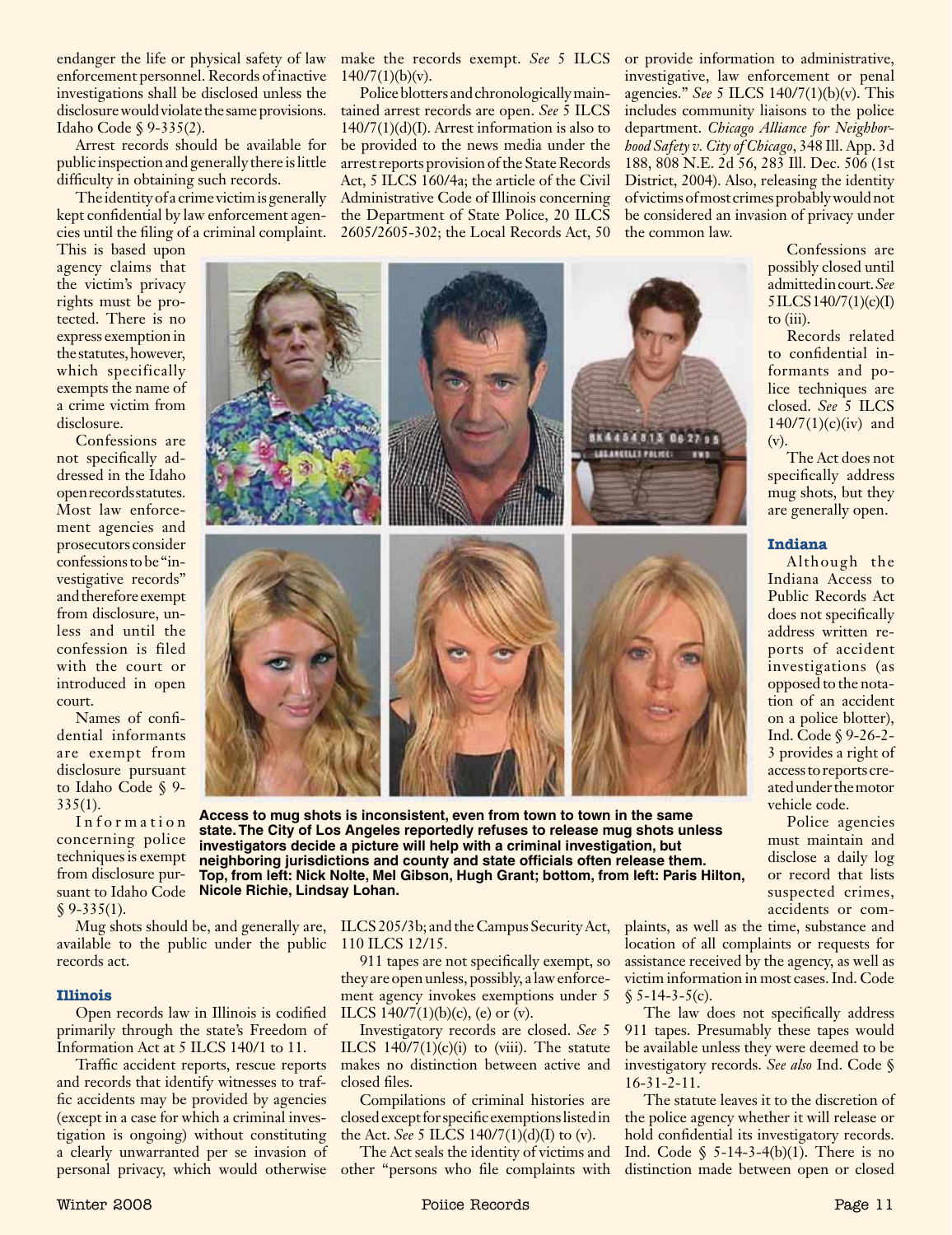endanger the life or physical safety of law enforcement personnel. Records of inactive investigations shall be disclosed unless the disclosure would violate the same provisions. Idaho Code § 9-335(2).

Arrest records should be available for public inspection and generally there is little difficulty in obtaining such records.

The identity of a crime victim is generally kept confidential by law enforcement agencies until the filing of a criminal complaint. This is based upon agency claims that the victim's privacy rights must be protected. There is no express exemption in the statutes, however, which specifically exempts the name of a crime victim from disclosure.

Confessions are not specifically addressed in the Idaho open records statutes. Most law enforcement agencies and prosecutors consider confessions to be "investigative records" and therefore exempt from disclosure, unless and until the confession is filed with the court or introduced in open court.

Names of confidential informants are exempt from disclosure pursuant to Idaho Code § 9-335(1).

Information concerning police techniques is exempt from disclosure pursuant to Idaho Code § 9-335(1).

Mug shots should be, and generally are, available to the public under the public records act.

### Illinois

Open records law in Illinois is codified primarily through the state's Freedom of Information Act at 5 ILCS 140/1 to 11.

Traffic accident reports, rescue reports and records that identify witnesses to traffic accidents may be provided by agencies (except in a case for which a criminal investigation is ongoing) without constituting a clearly unwarranted per se invasion of personal privacy, which would otherwise make the records exempt. *See* 5 ILCS 140/7(1)(b)(v).

Police blotters and chronologically maintained arrest records are open. *See* 5 ILCS 140/7(1)(d)(I). Arrest information is also to be provided to the news media under the arrest reports provision of the State Records Act, 5 ILCS 160/4a; the article of the Civil Administrative Code of Illinois concerning the Department of State Police, 20 ILCS 2605/2605-302; the Local Records Act, 50 ILCS 205/3b; and the Campus Security Act, 110 ILCS 12/15.

911 tapes are not specifically exempt, so they are open unless, possibly, a law enforcement agency invokes exemptions under 5 ILCS 140/7(1)(b)(c), (e) or (v).

Investigatory records are closed. *See* 5 ILCS 140/7(1)(c)(i) to (viii). The statute makes no distinction between active and closed files.

Compilations of criminal histories are closed except for specific exemptions listed in the Act. *See* 5 ILCS 140/7(1)(d)(I) to (v).

The Act seals the identity of victims and other "persons who file complaints with or provide information to administrative, investigative, law enforcement or penal agencies." *See* 5 ILCS 140/7(1)(b)(v). This includes community liaisons to the police department. *Chicago Alliance for Neighborhood Safety v. City of Chicago*, 348 Ill. App. 3d 188, 808 N.E. 2d 56, 283 Ill. Dec. 506 (1st District, 2004). Also, releasing the identity of victims of most crimes probably would not be considered an invasion of privacy under the common law.

Confessions are possibly closed until admitted in court. *See* 5 ILCS 140/7(1)(c)(I) to (iii).

Records related to confidential informants and police techniques are closed. *See* 5 ILCS 140/7(1)(c)(iv) and (v).

The Act does not specifically address mug shots, but they are generally open.

**Access to mug shots is inconsistent, even from town to town in the same state. The City of Los Angeles reportedly refuses to release mug shots unless investigators decide a picture will help with a criminal investigation, but neighboring jurisdictions and county and state officials often release them. Top, from left: Nick Nolte, Mel Gibson, Hugh Grant; bottom, from left: Paris Hilton, Nicole Richie, Lindsay Lohan.**

### Indiana

Although the Indiana Access to Public Records Act does not specifically address written reports of accident investigations (as opposed to the notation of an accident on a police blotter), Ind. Code § 9-26-2-3 provides a right of access to reports created under the motor vehicle code.

Police agencies must maintain and disclose a daily log or record that lists suspected crimes, accidents or complaints, as well as the time, substance and location of all complaints or requests for assistance received by the agency, as well as victim information in most cases. Ind. Code § 5-14-3-5(c).

The law does not specifically address 911 tapes. Presumably these tapes would be available unless they were deemed to be investigatory records. *See also* Ind. Code § 16-31-2-11.

The statute leaves it to the discretion of the police agency whether it will release or hold confidential its investigatory records. Ind. Code § 5-14-3-4(b)(1). There is no distinction made between open or closed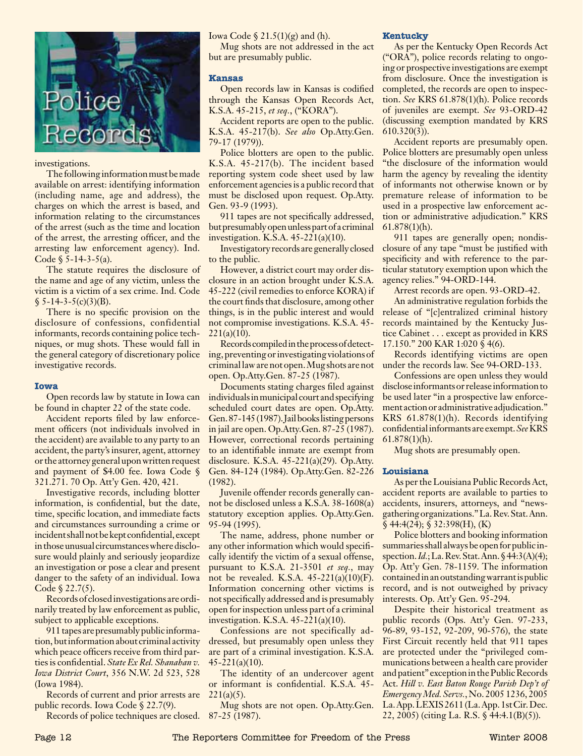investigations.

The following information must be made available on arrest: identifying information (including name, age and address), the charges on which the arrest is based, and information relating to the circumstances of the arrest (such as the time and location of the arrest, the arresting officer, and the arresting law enforcement agency). Ind. Code § 5-14-3-5(a).

The statute requires the disclosure of the name and age of any victim, unless the victim is a victim of a sex crime. Ind. Code § 5-14-3-5(c)(3)(B).

There is no specific provision on the disclosure of confessions, confidential informants, records containing police techniques, or mug shots. These would fall in the general category of discretionary police investigative records.

### Iowa

Open records law by statute in Iowa can be found in chapter 22 of the state code.

Accident reports filed by law enforcement officers (not individuals involved in the accident) are available to any party to an accident, the party's insurer, agent, attorney or the attorney general upon written request and payment of $4.00 fee. Iowa Code § 321.271. 70 Op. Att'y Gen. 420, 421.

Investigative records, including blotter information, is confidential, but the date, time, specific location, and immediate facts and circumstances surrounding a crime or incident shall not be kept confidential, except in those unusual circumstances where disclosure would plainly and seriously jeopardize an investigation or pose a clear and present danger to the safety of an individual. Iowa Code § 22.7(5).

Records of closed investigations are ordinarily treated by law enforcement as public, subject to applicable exceptions.

911 tapes are presumably public information, but information about criminal activity which peace officers receive from third parties is confidential. *State Ex Rel. Shanahan v. Iowa District Court*, 356 N.W. 2d 523, 528 (Iowa 1984).

Records of current and prior arrests are public records. Iowa Code § 22.7(9).

Records of police techniques are closed. Iowa Code § 21.5(1)(g) and (h).

Mug shots are not addressed in the act but are presumably public.

### Kansas

Open records law in Kansas is codified through the Kansas Open Records Act, K.S.A. 45-215, *et seq.*, ("KORA").

Accident reports are open to the public. K.S.A. 45-217(b). *See also* Op.Atty.Gen. 79-17 (1979)).

Police blotters are open to the public. K.S.A. 45-217(b). The incident based reporting system code sheet used by law enforcement agencies is a public record that must be disclosed upon request. Op.Atty. Gen. 93-9 (1993).

911 tapes are not specifically addressed, but presumably open unless part of a criminal investigation. K.S.A. 45-221(a)(10).

Investigatory records are generally closed to the public.

However, a district court may order disclosure in an action brought under K.S.A. 45-222 (civil remedies to enforce KORA) if the court finds that disclosure, among other things, is in the public interest and would not compromise investigations. K.S.A. 45-221(a)(10).

Records compiled in the process of detecting, preventing or investigating violations of criminal law are not open. Mug shots are not open. Op.Atty.Gen. 87-25 (1987).

Documents stating charges filed against individuals in municipal court and specifying scheduled court dates are open. Op.Atty. Gen. 87-145 (1987). Jail books listing persons in jail are open. Op.Atty.Gen. 87-25 (1987). However, correctional records pertaining to an identifiable inmate are exempt from disclosure. K.S.A. 45-221(a)(29). Op.Atty. Gen. 84-124 (1984). Op.Atty.Gen. 82-226 (1982).

Juvenile offender records generally cannot be disclosed unless a K.S.A. 38-1608(a) statutory exception applies. Op.Atty.Gen. 95-94 (1995).

The name, address, phone number or any other information which would specifically identify the victim of a sexual offense, pursuant to K.S.A. 21-3501 *et seq.*, may not be revealed. K.S.A. 45-221(a)(10)(F). Information concerning other victims is not specifically addressed and is presumably open for inspection unless part of a criminal investigation. K.S.A. 45-221(a)(10).

Confessions are not specifically addressed, but presumably open unless they are part of a criminal investigation. K.S.A. 45-221(a)(10).

The identity of an undercover agent or informant is confidential. K.S.A. 45-221(a)(5).

Mug shots are not open. Op.Atty.Gen. 87-25 (1987).

### Kentucky

As per the Kentucky Open Records Act ("ORA"), police records relating to ongoing or prospective investigations are exempt from disclosure. Once the investigation is completed, the records are open to inspection. *See* KRS 61.878(1)(h). Police records of juveniles are exempt. *See* 93-ORD-42 (discussing exemption mandated by KRS 610.320(3)).

Accident reports are presumably open. Police blotters are presumably open unless "the disclosure of the information would harm the agency by revealing the identity of informants not otherwise known or by premature release of information to be used in a prospective law enforcement action or administrative adjudication." KRS 61.878(1)(h).

911 tapes are generally open; nondisclosure of any tape "must be justified with specificity and with reference to the particular statutory exemption upon which the agency relies." 94-ORD-144.

Arrest records are open. 93-ORD-42.

An administrative regulation forbids the release of "[c]entralized criminal history records maintained by the Kentucky Justice Cabinet . . . except as provided in KRS 17.150." 200 KAR 1:020 § 4(6).

Records identifying victims are open under the records law. See 94-ORD-133.

Confessions are open unless they would disclose informants or release information to be used later "in a prospective law enforcement action or administrative adjudication." KRS 61.878(1)(h). Records identifying confidential informants are exempt. *See* KRS 61.878(1)(h).

Mug shots are presumably open.

### Louisiana

As per the Louisiana Public Records Act, accident reports are available to parties to accidents, insurers, attorneys, and "newsgathering organizations." La. Rev. Stat. Ann. § 44:4(24); § 32:398(H), (K)

Police blotters and booking information summaries shall always be open for public inspection. *Id.*; La. Rev. Stat. Ann. § 44:3(A)(4); Op. Att'y Gen. 78-1159. The information contained in an outstanding warrant is public record, and is not outweighed by privacy interests. Op. Att'y Gen. 95-294.

Despite their historical treatment as public records (Ops. Att'y Gen. 97-233, 96-89, 93-152, 92-209, 90-576), the state First Circuit recently held that 911 tapes are protected under the "privileged communications between a health care provider and patient" exception in the Public Records Act. *Hill v. East Baton Rouge Parish Dep't of Emergency Med. Servs.*, No. 2005 1236, 2005 La. App. LEXIS 2611 (La. App. 1st Cir. Dec. 22, 2005) (citing La. R.S. § 44:4.1(B)(5)).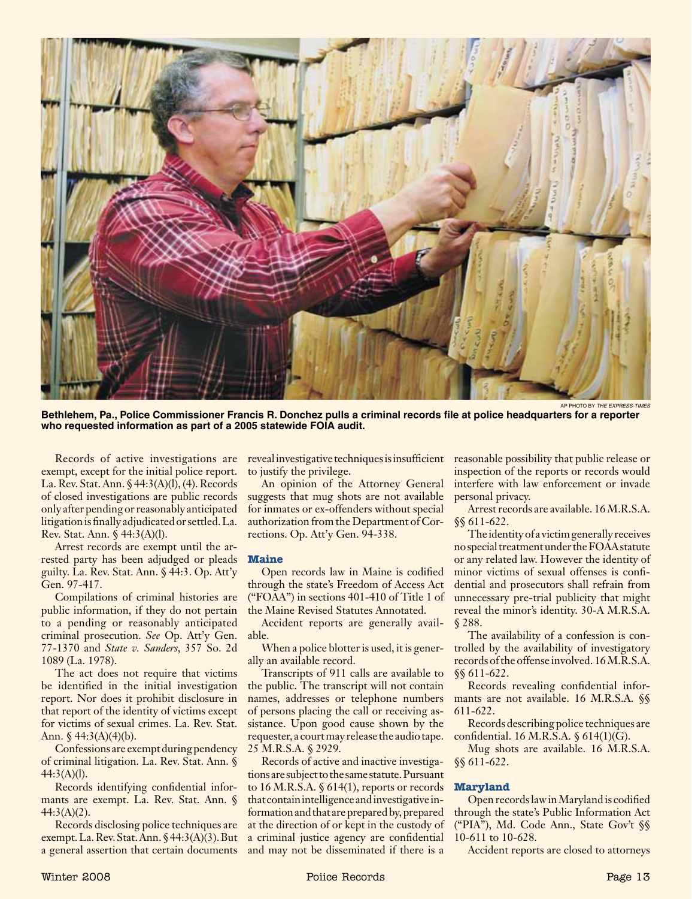AP PHOTO BY *THE EXPRESS-TIMES*

**Bethlehem, Pa., Police Commissioner Francis R. Donchez pulls a criminal records file at police headquarters for a reporter who requested information as part of a 2005 statewide FOIA audit.**

Records of active investigations are exempt, except for the initial police report. La. Rev. Stat. Ann. § 44:3(A)(l), (4). Records of closed investigations are public records only after pending or reasonably anticipated litigation is finally adjudicated or settled. La. Rev. Stat. Ann. § 44:3(A)(l).

Arrest records are exempt until the arrested party has been adjudged or pleads guilty. La. Rev. Stat. Ann. § 44:3. Op. Att'y Gen. 97-417.

Compilations of criminal histories are public information, if they do not pertain to a pending or reasonably anticipated criminal prosecution. *See* Op. Att'y Gen. 77-1370 and *State v. Sanders*, 357 So. 2d 1089 (La. 1978).

The act does not require that victims be identified in the initial investigation report. Nor does it prohibit disclosure in that report of the identity of victims except for victims of sexual crimes. La. Rev. Stat. Ann. § 44:3(A)(4)(b).

Confessions are exempt during pendency of criminal litigation. La. Rev. Stat. Ann. § 44:3(A)(l).

Records identifying confidential informants are exempt. La. Rev. Stat. Ann. § 44:3(A)(2).

Records disclosing police techniques are exempt. La. Rev. Stat. Ann. § 44:3(A)(3). But a general assertion that certain documents reveal investigative techniques is insufficient to justify the privilege.

An opinion of the Attorney General suggests that mug shots are not available for inmates or ex-offenders without special authorization from the Department of Corrections. Op. Att'y Gen. 94-338.

### Maine

Open records law in Maine is codified through the state's Freedom of Access Act ("FOAA") in sections 401-410 of Title 1 of the Maine Revised Statutes Annotated.

Accident reports are generally available.

When a police blotter is used, it is generally an available record.

Transcripts of 911 calls are available to the public. The transcript will not contain names, addresses or telephone numbers of persons placing the call or receiving assistance. Upon good cause shown by the requester, a court may release the audio tape. 25 M.R.S.A. § 2929.

Records of active and inactive investigations are subject to the same statute. Pursuant to 16 M.R.S.A. § 614(1), reports or records that contain intelligence and investigative information and that are prepared by, prepared at the direction of or kept in the custody of a criminal justice agency are confidential and may not be disseminated if there is a reasonable possibility that public release or inspection of the reports or records would interfere with law enforcement or invade personal privacy.

Arrest records are available. 16 M.R.S.A. §§ 611-622.

The identity of a victim generally receives no special treatment under the FOAA statute or any related law. However the identity of minor victims of sexual offenses is confidential and prosecutors shall refrain from unnecessary pre-trial publicity that might reveal the minor's identity. 30-A M.R.S.A. § 288.

The availability of a confession is controlled by the availability of investigatory records of the offense involved. 16 M.R.S.A. §§ 611-622.

Records revealing confidential informants are not available. 16 M.R.S.A. §§ 611-622.

Records describing police techniques are confidential. 16 M.R.S.A. § 614(1)(G).

Mug shots are available. 16 M.R.S.A. §§ 611-622.

### Maryland

Open records law in Maryland is codified through the state's Public Information Act ("PIA"), Md. Code Ann., State Gov't §§ 10-611 to 10-628.

Accident reports are closed to attorneys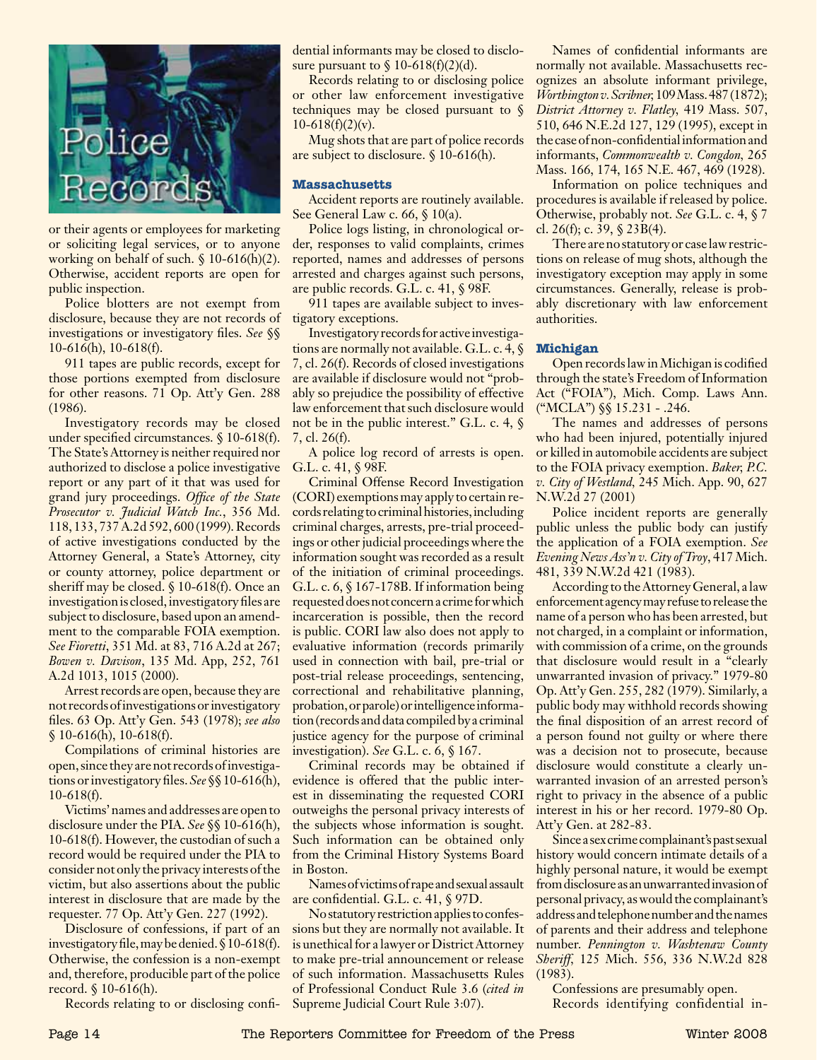or their agents or employees for marketing or soliciting legal services, or to anyone working on behalf of such. § 10-616(h)(2). Otherwise, accident reports are open for public inspection.

Police blotters are not exempt from disclosure, because they are not records of investigations or investigatory files. *See* §§ 10-616(h), 10-618(f).

911 tapes are public records, except for those portions exempted from disclosure for other reasons. 71 Op. Att'y Gen. 288 (1986).

Investigatory records may be closed under specified circumstances. § 10-618(f). The State's Attorney is neither required nor authorized to disclose a police investigative report or any part of it that was used for grand jury proceedings. *Office of the State Prosecutor v. Judicial Watch Inc.*, 356 Md. 118, 133, 737 A.2d 592, 600 (1999). Records of active investigations conducted by the Attorney General, a State's Attorney, city or county attorney, police department or sheriff may be closed. § 10-618(f). Once an investigation is closed, investigatory files are subject to disclosure, based upon an amendment to the comparable FOIA exemption. *See Fioretti*, 351 Md. at 83, 716 A.2d at 267; *Bowen v. Davison*, 135 Md. App, 252, 761 A.2d 1013, 1015 (2000).

Arrest records are open, because they are not records of investigations or investigatory files. 63 Op. Att'y Gen. 543 (1978); *see also* § 10-616(h), 10-618(f).

Compilations of criminal histories are open, since they are not records of investigations or investigatory files. *See* §§ 10-616(h), 10-618(f).

Victims' names and addresses are open to disclosure under the PIA. *See* §§ 10-616(h), 10-618(f). However, the custodian of such a record would be required under the PIA to consider not only the privacy interests of the victim, but also assertions about the public interest in disclosure that are made by the requester. 77 Op. Att'y Gen. 227 (1992).

Disclosure of confessions, if part of an investigatory file, may be denied. § 10-618(f). Otherwise, the confession is a non-exempt and, therefore, producible part of the police record. § 10-616(h).

Records relating to or disclosing confidential informants may be closed to disclosure pursuant to § 10-618(f)(2)(d).

Records relating to or disclosing police or other law enforcement investigative techniques may be closed pursuant to § 10-618(f)(2)(v).

Mug shots that are part of police records are subject to disclosure. § 10-616(h).

### Massachusetts

Accident reports are routinely available. See General Law c. 66, § 10(a).

Police logs listing, in chronological order, responses to valid complaints, crimes reported, names and addresses of persons arrested and charges against such persons, are public records. G.L. c. 41, § 98F.

911 tapes are available subject to investigatory exceptions.

Investigatory records for active investigations are normally not available. G.L. c. 4, § 7, cl. 26(f). Records of closed investigations are available if disclosure would not "probably so prejudice the possibility of effective law enforcement that such disclosure would not be in the public interest." G.L. c. 4, § 7, cl. 26(f).

A police log record of arrests is open. G.L. c. 41, § 98F.

Criminal Offense Record Investigation (CORI) exemptions may apply to certain records relating to criminal histories, including criminal charges, arrests, pre-trial proceedings or other judicial proceedings where the information sought was recorded as a result of the initiation of criminal proceedings. G.L. c. 6, § 167-178B. If information being requested does not concern a crime for which incarceration is possible, then the record is public. CORI law also does not apply to evaluative information (records primarily used in connection with bail, pre-trial or post-trial release proceedings, sentencing, correctional and rehabilitative planning, probation, or parole) or intelligence information (records and data compiled by a criminal justice agency for the purpose of criminal investigation). *See* G.L. c. 6, § 167.

Criminal records may be obtained if evidence is offered that the public interest in disseminating the requested CORI outweighs the personal privacy interests of the subjects whose information is sought. Such information can be obtained only from the Criminal History Systems Board in Boston.

Names of victims of rape and sexual assault are confidential. G.L. c. 41, § 97D.

No statutory restriction applies to confessions but they are normally not available. It is unethical for a lawyer or District Attorney to make pre-trial announcement or release of such information. Massachusetts Rules of Professional Conduct Rule 3.6 (*cited in* Supreme Judicial Court Rule 3:07).

Names of confidential informants are normally not available. Massachusetts recognizes an absolute informant privilege, *Worthington v. Scribner*, 109 Mass. 487 (1872); *District Attorney v. Flatley*, 419 Mass. 507, 510, 646 N.E.2d 127, 129 (1995), except in the case of non-confidential information and informants, *Commonwealth v. Congdon*, 265 Mass. 166, 174, 165 N.E. 467, 469 (1928).

Information on police techniques and procedures is available if released by police. Otherwise, probably not. *See* G.L. c. 4, § 7 cl. 26(f); c. 39, § 23B(4).

There are no statutory or case law restrictions on release of mug shots, although the investigatory exception may apply in some circumstances. Generally, release is probably discretionary with law enforcement authorities.

### Michigan

Open records law in Michigan is codified through the state's Freedom of Information Act ("FOIA"), Mich. Comp. Laws Ann. ("MCLA") §§ 15.231 - .246.

The names and addresses of persons who had been injured, potentially injured or killed in automobile accidents are subject to the FOIA privacy exemption. *Baker, P.C. v. City of Westland*, 245 Mich. App. 90, 627 N.W.2d 27 (2001)

Police incident reports are generally public unless the public body can justify the application of a FOIA exemption. *See Evening News Ass'n v. City of Troy*, 417 Mich. 481, 339 N.W.2d 421 (1983).

According to the Attorney General, a law enforcement agency may refuse to release the name of a person who has been arrested, but not charged, in a complaint or information, with commission of a crime, on the grounds that disclosure would result in a "clearly unwarranted invasion of privacy." 1979-80 Op. Att'y Gen. 255, 282 (1979). Similarly, a public body may withhold records showing the final disposition of an arrest record of a person found not guilty or where there was a decision not to prosecute, because disclosure would constitute a clearly unwarranted invasion of an arrested person's right to privacy in the absence of a public interest in his or her record. 1979-80 Op. Att'y Gen. at 282-83.

Since a sex crime complainant's past sexual history would concern intimate details of a highly personal nature, it would be exempt from disclosure as an unwarranted invasion of personal privacy, as would the complainant's address and telephone number and the names of parents and their address and telephone number. *Pennington v. Washtenaw County Sheriff*, 125 Mich. 556, 336 N.W.2d 828 (1983).

Confessions are presumably open.

Records identifying confidential in-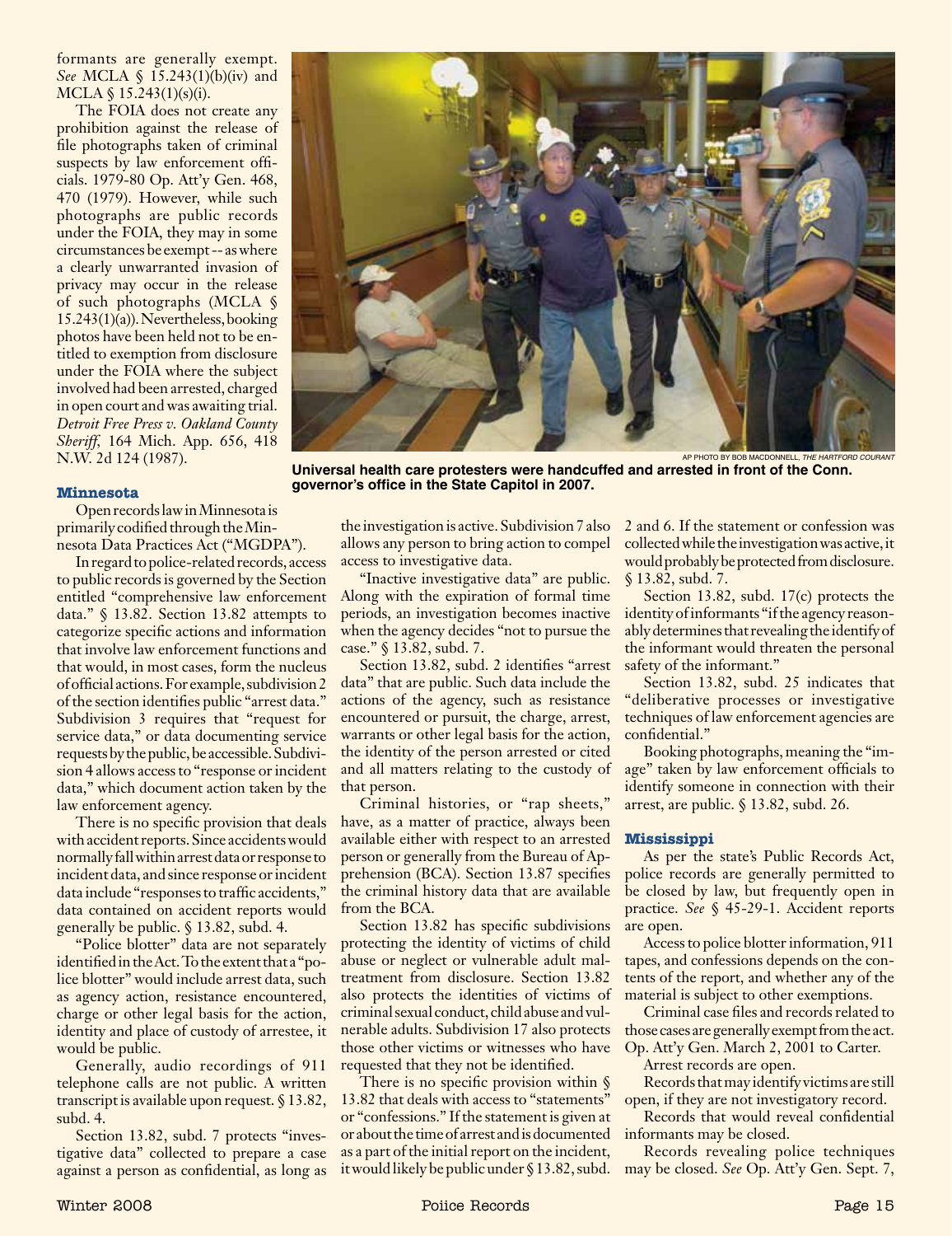formants are generally exempt. *See* MCLA § 15.243(1)(b)(iv) and MCLA § 15.243(1)(s)(i).

The FOIA does not create any prohibition against the release of file photographs taken of criminal suspects by law enforcement officials. 1979-80 Op. Att'y Gen. 468, 470 (1979). However, while such photographs are public records under the FOIA, they may in some circumstances be exempt -- as where a clearly unwarranted invasion of privacy may occur in the release of such photographs (MCLA § 15.243(1)(a)). Nevertheless, booking photos have been held not to be entitled to exemption from disclosure under the FOIA where the subject involved had been arrested, charged in open court and was awaiting trial. *Detroit Free Press v. Oakland County Sheriff*, 164 Mich. App. 656, 418 N.W. 2d 124 (1987).

AP PHOTO BY BOB MACDONNELL, *THE HARTFORD COURANT*

**Universal health care protesters were handcuffed and arrested in front of the Conn. governor's office in the State Capitol in 2007.**

### Minnesota

Open records law in Minnesota is primarily codified through the Minnesota Data Practices Act ("MGDPA").

In regard to police-related records, access to public records is governed by the Section entitled "comprehensive law enforcement data." § 13.82. Section 13.82 attempts to categorize specific actions and information that involve law enforcement functions and that would, in most cases, form the nucleus of official actions. For example, subdivision 2 of the section identifies public "arrest data." Subdivision 3 requires that "request for service data," or data documenting service requests by the public, be accessible. Subdivision 4 allows access to "response or incident data," which document action taken by the law enforcement agency.

There is no specific provision that deals with accident reports. Since accidents would normally fall within arrest data or response to incident data, and since response or incident data include "responses to traffic accidents," data contained on accident reports would generally be public. § 13.82, subd. 4.

"Police blotter" data are not separately identified in the Act. To the extent that a "police blotter" would include arrest data, such as agency action, resistance encountered, charge or other legal basis for the action, identity and place of custody of arrestee, it would be public.

Generally, audio recordings of 911 telephone calls are not public. A written transcript is available upon request. § 13.82, subd. 4.

Section 13.82, subd. 7 protects "investigative data" collected to prepare a case against a person as confidential, as long as the investigation is active. Subdivision 7 also allows any person to bring action to compel access to investigative data.

"Inactive investigative data" are public. Along with the expiration of formal time periods, an investigation becomes inactive when the agency decides "not to pursue the case." § 13.82, subd. 7.

Section 13.82, subd. 2 identifies "arrest data" that are public. Such data include the actions of the agency, such as resistance encountered or pursuit, the charge, arrest, warrants or other legal basis for the action, the identity of the person arrested or cited and all matters relating to the custody of that person.

Criminal histories, or "rap sheets," have, as a matter of practice, always been available either with respect to an arrested person or generally from the Bureau of Apprehension (BCA). Section 13.87 specifies the criminal history data that are available from the BCA.

Section 13.82 has specific subdivisions protecting the identity of victims of child abuse or neglect or vulnerable adult maltreatment from disclosure. Section 13.82 also protects the identities of victims of criminal sexual conduct, child abuse and vulnerable adults. Subdivision 17 also protects those other victims or witnesses who have requested that they not be identified.

There is no specific provision within § 13.82 that deals with access to "statements" or "confessions." If the statement is given at or about the time of arrest and is documented as a part of the initial report on the incident, it would likely be public under § 13.82, subd. 2 and 6. If the statement or confession was collected while the investigation was active, it would probably be protected from disclosure. § 13.82, subd. 7.

Section 13.82, subd. 17(c) protects the identity of informants "if the agency reasonably determines that revealing the identify of the informant would threaten the personal safety of the informant."

Section 13.82, subd. 25 indicates that "deliberative processes or investigative techniques of law enforcement agencies are confidential."

Booking photographs, meaning the "image" taken by law enforcement officials to identify someone in connection with their arrest, are public. § 13.82, subd. 26.

### Mississippi

As per the state's Public Records Act, police records are generally permitted to be closed by law, but frequently open in practice. *See* § 45-29-1. Accident reports are open.

Access to police blotter information, 911 tapes, and confessions depends on the contents of the report, and whether any of the material is subject to other exemptions.

Criminal case files and records related to those cases are generally exempt from the act. Op. Att'y Gen. March 2, 2001 to Carter.

Arrest records are open.

Records that may identify victims are still open, if they are not investigatory record.

Records that would reveal confidential informants may be closed.

Records revealing police techniques may be closed. *See* Op. Att'y Gen. Sept. 7,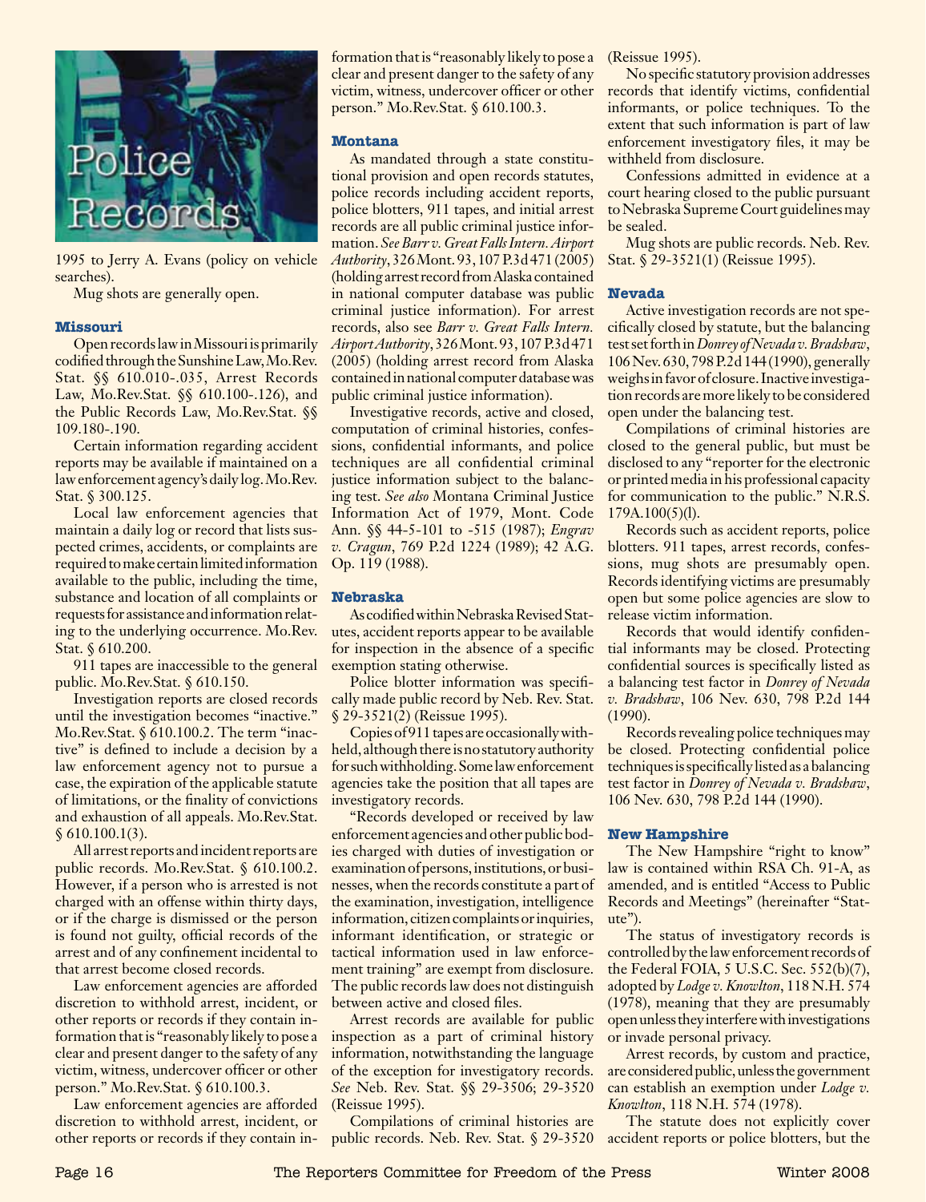1995 to Jerry A. Evans (policy on vehicle searches).

Mug shots are generally open.

### Missouri

Open records law in Missouri is primarily codified through the Sunshine Law, Mo.Rev. Stat. §§ 610.010-.035, Arrest Records Law, Mo.Rev.Stat. §§ 610.100-.126), and the Public Records Law, Mo.Rev.Stat. §§ 109.180-.190.

Certain information regarding accident reports may be available if maintained on a law enforcement agency's daily log. Mo.Rev. Stat. § 300.125.

Local law enforcement agencies that maintain a daily log or record that lists suspected crimes, accidents, or complaints are required to make certain limited information available to the public, including the time, substance and location of all complaints or requests for assistance and information relating to the underlying occurrence. Mo.Rev. Stat. § 610.200.

911 tapes are inaccessible to the general public. Mo.Rev.Stat. § 610.150.

Investigation reports are closed records until the investigation becomes "inactive." Mo.Rev.Stat. § 610.100.2. The term "inactive" is defined to include a decision by a law enforcement agency not to pursue a case, the expiration of the applicable statute of limitations, or the finality of convictions and exhaustion of all appeals. Mo.Rev.Stat. § 610.100.1(3).

All arrest reports and incident reports are public records. Mo.Rev.Stat. § 610.100.2. However, if a person who is arrested is not charged with an offense within thirty days, or if the charge is dismissed or the person is found not guilty, official records of the arrest and of any confinement incidental to that arrest become closed records.

Law enforcement agencies are afforded discretion to withhold arrest, incident, or other reports or records if they contain information that is "reasonably likely to pose a clear and present danger to the safety of any victim, witness, undercover officer or other person." Mo.Rev.Stat. § 610.100.3.

Law enforcement agencies are afforded discretion to withhold arrest, incident, or other reports or records if they contain information that is "reasonably likely to pose a clear and present danger to the safety of any victim, witness, undercover officer or other person." Mo.Rev.Stat. § 610.100.3.

### Montana

As mandated through a state constitutional provision and open records statutes, police records including accident reports, police blotters, 911 tapes, and initial arrest records are all public criminal justice information. *See Barr v. Great Falls Intern. Airport Authority*, 326 Mont. 93, 107 P.3d 471 (2005) (holding arrest record from Alaska contained in national computer database was public criminal justice information). For arrest records, also see *Barr v. Great Falls Intern. Airport Authority*, 326 Mont. 93, 107 P.3d 471 (2005) (holding arrest record from Alaska contained in national computer database was public criminal justice information).

Investigative records, active and closed, computation of criminal histories, confessions, confidential informants, and police techniques are all confidential criminal justice information subject to the balancing test. *See also* Montana Criminal Justice Information Act of 1979, Mont. Code Ann. §§ 44-5-101 to -515 (1987); *Engrav v. Cragun*, 769 P.2d 1224 (1989); 42 A.G. Op. 119 (1988).

### Nebraska

As codified within Nebraska Revised Statutes, accident reports appear to be available for inspection in the absence of a specific exemption stating otherwise.

Police blotter information was specifically made public record by Neb. Rev. Stat. § 29-3521(2) (Reissue 1995).

Copies of 911 tapes are occasionally withheld, although there is no statutory authority for such withholding. Some law enforcement agencies take the position that all tapes are investigatory records.

"Records developed or received by law enforcement agencies and other public bodies charged with duties of investigation or examination of persons, institutions, or businesses, when the records constitute a part of the examination, investigation, intelligence information, citizen complaints or inquiries, informant identification, or strategic or tactical information used in law enforcement training" are exempt from disclosure. The public records law does not distinguish between active and closed files.

Arrest records are available for public inspection as a part of criminal history information, notwithstanding the language of the exception for investigatory records. *See* Neb. Rev. Stat. §§ 29-3506; 29-3520 (Reissue 1995).

Compilations of criminal histories are public records. Neb. Rev. Stat. § 29-3520 (Reissue 1995).

No specific statutory provision addresses records that identify victims, confidential informants, or police techniques. To the extent that such information is part of law enforcement investigatory files, it may be withheld from disclosure.

Confessions admitted in evidence at a court hearing closed to the public pursuant to Nebraska Supreme Court guidelines may be sealed.

Mug shots are public records. Neb. Rev. Stat. § 29-3521(1) (Reissue 1995).

### Nevada

Active investigation records are not specifically closed by statute, but the balancing test set forth in *Donrey of Nevada v. Bradshaw*, 106 Nev. 630, 798 P.2d 144 (1990), generally weighs in favor of closure. Inactive investigation records are more likely to be considered open under the balancing test.

Compilations of criminal histories are closed to the general public, but must be disclosed to any "reporter for the electronic or printed media in his professional capacity for communication to the public." N.R.S. 179A.100(5)(l).

Records such as accident reports, police blotters. 911 tapes, arrest records, confessions, mug shots are presumably open. Records identifying victims are presumably open but some police agencies are slow to release victim information.

Records that would identify confidential informants may be closed. Protecting confidential sources is specifically listed as a balancing test factor in *Donrey of Nevada v. Bradshaw*, 106 Nev. 630, 798 P.2d 144 (1990).

Records revealing police techniques may be closed. Protecting confidential police techniques is specifically listed as a balancing test factor in *Donrey of Nevada v. Bradshaw*, 106 Nev. 630, 798 P.2d 144 (1990).

### New Hampshire

The New Hampshire "right to know" law is contained within RSA Ch. 91-A, as amended, and is entitled "Access to Public Records and Meetings" (hereinafter "Statute").

The status of investigatory records is controlled by the law enforcement records of the Federal FOIA, 5 U.S.C. Sec. 552(b)(7), adopted by *Lodge v. Knowlton*, 118 N.H. 574 (1978), meaning that they are presumably open unless they interfere with investigations or invade personal privacy.

Arrest records, by custom and practice, are considered public, unless the government can establish an exemption under *Lodge v. Knowlton*, 118 N.H. 574 (1978).

The statute does not explicitly cover accident reports or police blotters, but the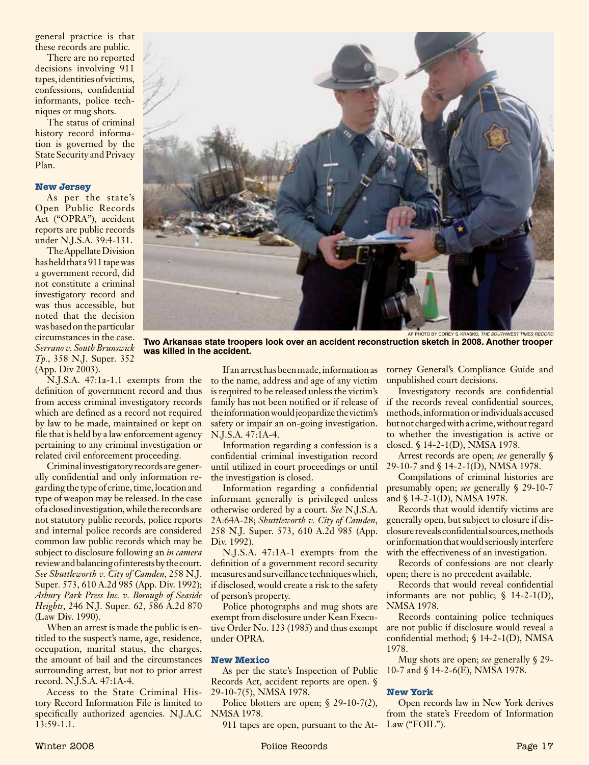general practice is that these records are public.

There are no reported decisions involving 911 tapes, identities of victims, confessions, confidential informants, police techniques or mug shots.

The status of criminal history record information is governed by the State Security and Privacy Plan.

### New Jersey

As per the state's Open Public Records Act ("OPRA"), accident reports are public records under N.J.S.A. 39:4-131.

The Appellate Division has held that a 911 tape was a government record, did not constitute a criminal investigatory record and was thus accessible, but noted that the decision was based on the particular circumstances in the case. *Serrano v. South Brunswick Tp.*, 358 N.J. Super. 352 (App. Div 2003).

AP PHOTO BY COREY S. KRASKO, *THE SOUTHWEST TIMES RECORD*

**Two Arkansas state troopers look over an accident reconstruction sketch in 2008. Another trooper was killed in the accident.**

N.J.S.A. 47:1a-1.1 exempts from the definition of government record and thus from access criminal investigatory records which are defined as a record not required by law to be made, maintained or kept on file that is held by a law enforcement agency pertaining to any criminal investigation or related civil enforcement proceeding.

Criminal investigatory records are generally confidential and only information regarding the type of crime, time, location and type of weapon may be released. In the case of a closed investigation, while the records are not statutory public records, police reports and internal police records are considered common law public records which may be subject to disclosure following an *in camera* review and balancing of interests by the court. *See Shuttleworth v. City of Camden*, 258 N.J. Super. 573, 610 A.2d 985 (App. Div. 1992); *Asbury Park Press Inc. v. Borough of Seaside Heights*, 246 N.J. Super. 62, 586 A.2d 870 (Law Div. 1990).

When an arrest is made the public is entitled to the suspect's name, age, residence, occupation, marital status, the charges, the amount of bail and the circumstances surrounding arrest, but not to prior arrest record. N.J.S.A. 47:1A-4.

Access to the State Criminal History Record Information File is limited to specifically authorized agencies. N.J.A.C 13:59-1.1.

If an arrest has been made, information as to the name, address and age of any victim is required to be released unless the victim's family has not been notified or if release of the information would jeopardize the victim's safety or impair an on-going investigation. N.J.S.A. 47:1A-4.

Information regarding a confession is a confidential criminal investigation record until utilized in court proceedings or until the investigation is closed.

Information regarding a confidential informant generally is privileged unless otherwise ordered by a court. *See* N.J.S.A. 2A:64A-28; *Shuttleworth v. City of Camden*, 258 N.J. Super. 573, 610 A.2d 985 (App. Div. 1992).

N.J.S.A. 47:1A-1 exempts from the definition of a government record security measures and surveillance techniques which, if disclosed, would create a risk to the safety of person's property.

Police photographs and mug shots are exempt from disclosure under Kean Executive Order No. 123 (1985) and thus exempt under OPRA.

### New Mexico

As per the state's Inspection of Public Records Act, accident reports are open. § 29-10-7(5), NMSA 1978.

Police blotters are open; § 29-10-7(2), NMSA 1978.

911 tapes are open, pursuant to the Attorney General's Compliance Guide and unpublished court decisions.

Investigatory records are confidential if the records reveal confidential sources, methods, information or individuals accused but not charged with a crime, without regard to whether the investigation is active or closed. § 14-2-1(D), NMSA 1978.

Arrest records are open; *see* generally § 29-10-7 and § 14-2-1(D), NMSA 1978.

Compilations of criminal histories are presumably open; *see* generally § 29-10-7 and § 14-2-1(D), NMSA 1978.

Records that would identify victims are generally open, but subject to closure if disclosure reveals confidential sources, methods or information that would seriously interfere with the effectiveness of an investigation.

Records of confessions are not clearly open; there is no precedent available.

Records that would reveal confidential informants are not public; § 14-2-1(D), NMSA 1978.

Records containing police techniques are not public if disclosure would reveal a confidential method; § 14-2-1(D), NMSA 1978.

Mug shots are open; *see* generally § 29-10-7 and § 14-2-6(E), NMSA 1978.

### New York

Open records law in New York derives from the state's Freedom of Information Law ("FOIL").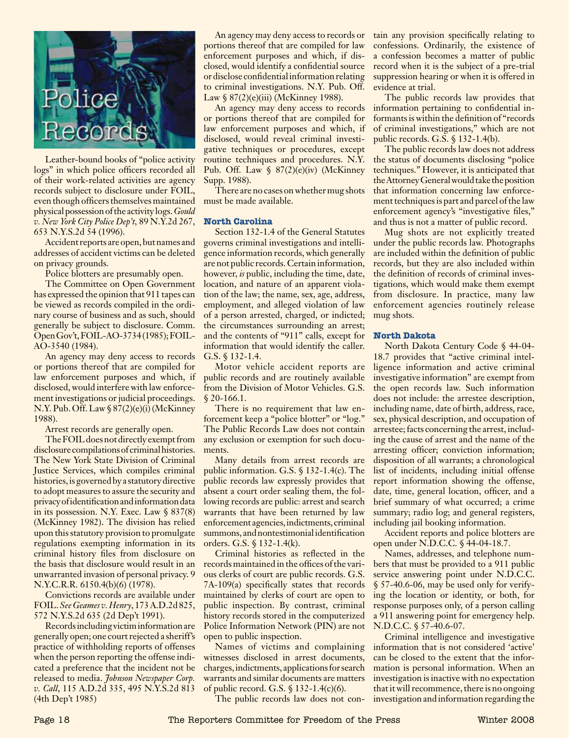# Police Records

Leather-bound books of "police activity logs" in which police officers recorded all of their work-related activities are agency records subject to disclosure under FOIL, even though officers themselves maintained physical possession of the activity logs. *Gould v. New York City Police Dep't*, 89 N.Y.2d 267, 653 N.Y.S.2d 54 (1996).

Accident reports are open, but names and addresses of accident victims can be deleted on privacy grounds.

Police blotters are presumably open.

The Committee on Open Government has expressed the opinion that 911 tapes can be viewed as records compiled in the ordinary course of business and as such, should generally be subject to disclosure. Comm. Open Gov't, FOIL-AO-3734 (1985); FOIL-AO-3540 (1984).

An agency may deny access to records or portions thereof that are compiled for law enforcement purposes and which, if disclosed, would interfere with law enforcement investigations or judicial proceedings. N.Y. Pub. Off. Law § 87(2)(e)(i) (McKinney 1988).

Arrest records are generally open.

The FOIL does not directly exempt from disclosure compilations of criminal histories. The New York State Division of Criminal Justice Services, which compiles criminal histories, is governed by a statutory directive to adopt measures to assure the security and privacy of identification and information data in its possession. N.Y. Exec. Law § 837(8) (McKinney 1982). The division has relied upon this statutory provision to promulgate regulations exempting information in its criminal history files from disclosure on the basis that disclosure would result in an unwarranted invasion of personal privacy. 9 N.Y.C.R.R. 6150.4(b)(6) (1978).

Convictions records are available under FOIL. *See Geames v. Henry*, 173 A.D.2d 825, 572 N.Y.S.2d 635 (2d Dep't 1991).

Records including victim information are generally open; one court rejected a sheriff's practice of withholding reports of offenses when the person reporting the offense indicated a preference that the incident not be released to media. *Johnson Newspaper Corp. v. Call*, 115 A.D.2d 335, 495 N.Y.S.2d 813 (4th Dep't 1985)

An agency may deny access to records or portions thereof that are compiled for law enforcement purposes and which, if disclosed, would identify a confidential source or disclose confidential information relating to criminal investigations. N.Y. Pub. Off. Law § 87(2)(e)(iii) (McKinney 1988).

An agency may deny access to records or portions thereof that are compiled for law enforcement purposes and which, if disclosed, would reveal criminal investigative techniques or procedures, except routine techniques and procedures. N.Y. Pub. Off. Law § 87(2)(e)(iv) (McKinney Supp. 1988).

There are no cases on whether mug shots must be made available.

### North Carolina

Section 132-1.4 of the General Statutes governs criminal investigations and intelligence information records, which generally are not public records. Certain information, however, *is* public, including the time, date, location, and nature of an apparent violation of the law; the name, sex, age, address, employment, and alleged violation of law of a person arrested, charged, or indicted; the circumstances surrounding an arrest; and the contents of "911" calls, except for information that would identify the caller. G.S. § 132-1.4.

Motor vehicle accident reports are public records and are routinely available from the Division of Motor Vehicles. G.S. § 20-166.1.

There is no requirement that law enforcement keep a "police blotter" or "log." The Public Records Law does not contain any exclusion or exemption for such documents.

Many details from arrest records are public information. G.S. § 132-1.4(c). The public records law expressly provides that absent a court order sealing them, the following records are public: arrest and search warrants that have been returned by law enforcement agencies, indictments, criminal summons, and nontestimonial identification orders. G.S. § 132-1.4(k).

Criminal histories as reflected in the records maintained in the offices of the various clerks of court are public records. G.S. 7A-109(a) specifically states that records maintained by clerks of court are open to public inspection. By contrast, criminal history records stored in the computerized Police Information Network (PIN) are not open to public inspection.

Names of victims and complaining witnesses disclosed in arrest documents, charges, indictments, applications for search warrants and similar documents are matters of public record. G.S. § 132-1.4(c)(6).

The public records law does not contain any provision specifically relating to confessions. Ordinarily, the existence of a confession becomes a matter of public record when it is the subject of a pre-trial suppression hearing or when it is offered in evidence at trial.

The public records law provides that information pertaining to confidential informants is within the definition of "records of criminal investigations," which are not public records. G.S. § 132-1.4(b).

The public records law does not address the status of documents disclosing "police techniques." However, it is anticipated that the Attorney General would take the position that information concerning law enforcement techniques is part and parcel of the law enforcement agency's "investigative files," and thus is not a matter of public record.

Mug shots are not explicitly treated under the public records law. Photographs are included within the definition of public records, but they are also included within the definition of records of criminal investigations, which would make them exempt from disclosure. In practice, many law enforcement agencies routinely release mug shots.

### North Dakota

North Dakota Century Code § 44-04-18.7 provides that "active criminal intelligence information and active criminal investigative information" are exempt from the open records law. Such information does not include: the arrestee description, including name, date of birth, address, race, sex, physical description, and occupation of arrestee; facts concerning the arrest, including the cause of arrest and the name of the arresting officer; conviction information; disposition of all warrants; a chronological list of incidents, including initial offense report information showing the offense, date, time, general location, officer, and a brief summary of what occurred; a crime summary; radio log; and general registers, including jail booking information.

Accident reports and police blotters are open under N.D.C.C. § 44-04-18.7.

Names, addresses, and telephone numbers that must be provided to a 911 public service answering point under N.D.C.C. § 57-40.6-06, may be used only for verifying the location or identity, or both, for response purposes only, of a person calling a 911 answering point for emergency help. N.D.C.C. § 57-40.6-07.

Criminal intelligence and investigative information that is not considered 'active' can be closed to the extent that the information is personal information. When an investigation is inactive with no expectation that it will recommence, there is no ongoing investigation and information regarding the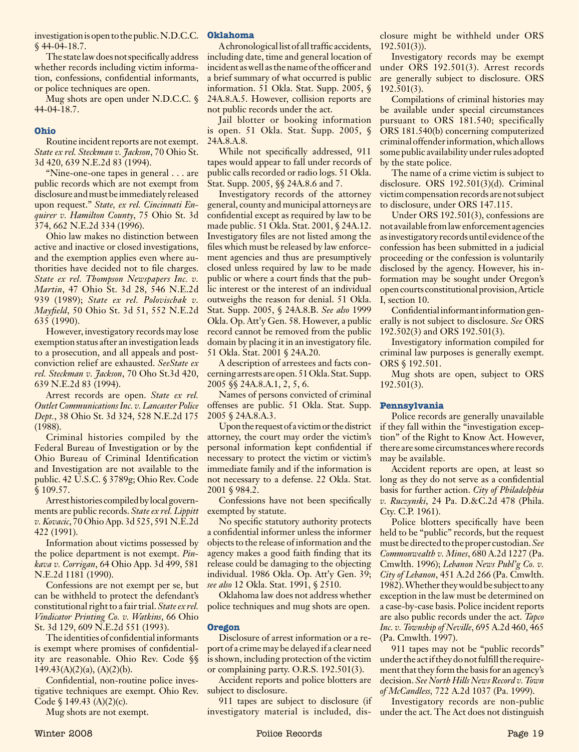investigation is open to the public. N.D.C.C. § 44-04-18.7.

The state law does not specifically address whether records including victim information, confessions, confidential informants, or police techniques are open.

Mug shots are open under N.D.C.C. § 44-04-18.7.

### Ohio

Routine incident reports are not exempt. *State ex rel. Steckman v. Jackson*, 70 Ohio St. 3d 420, 639 N.E.2d 83 (1994).

"Nine-one-one tapes in general . . . are public records which are not exempt from disclosure and must be immediately released upon request." *State, ex rel. Cincinnati Enquirer v. Hamilton County*, 75 Ohio St. 3d 374, 662 N.E.2d 334 (1996).

Ohio law makes no distinction between active and inactive or closed investigations, and the exemption applies even where authorities have decided not to file charges. *State ex rel. Thompson Newspapers Inc. v. Martin*, 47 Ohio St. 3d 28, 546 N.E.2d 939 (1989); *State ex rel. Polovischak v. Mayfield*, 50 Ohio St. 3d 51, 552 N.E.2d 635 (1990).

However, investigatory records may lose exemption status after an investigation leads to a prosecution, and all appeals and post-conviction relief are exhausted. *SeeState ex rel. Steckman v. Jackson*, 70 Oho St.3d 420, 639 N.E.2d 83 (1994).

Arrest records are open. *State ex rel. Outlet Communications Inc. v. Lancaster Police Dept.*, 38 Ohio St. 3d 324, 528 N.E.2d 175 (1988).

Criminal histories compiled by the Federal Bureau of Investigation or by the Ohio Bureau of Criminal Identification and Investigation are not available to the public. 42 U.S.C. § 3789g; Ohio Rev. Code § 109.57.

Arrest histories compiled by local governments are public records. *State ex rel. Lippitt v. Kovacic*, 70 Ohio App. 3d 525, 591 N.E.2d 422 (1991).

Information about victims possessed by the police department is not exempt. *Pinkava v. Corrigan*, 64 Ohio App. 3d 499, 581 N.E.2d 1181 (1990).

Confessions are not exempt per se, but can be withheld to protect the defendant's constitutional right to a fair trial. *State ex rel. Vindicator Printing Co. v. Watkins*, 66 Ohio St. 3d 129, 609 N.E.2d 551 (1993).

The identities of confidential informants is exempt where promises of confidentiality are reasonable. Ohio Rev. Code §§ 149.43(A)(2)(a), (A)(2)(b).

Confidential, non-routine police investigative techniques are exempt. Ohio Rev. Code § 149.43 (A)(2)(c).

Mug shots are not exempt.

### Oklahoma

A chronological list of all traffic accidents, including date, time and general location of incident as well as the name of the officer and a brief summary of what occurred is public information. 51 Okla. Stat. Supp. 2005, § 24A.8.A.5. However, collision reports are not public records under the act.

Jail blotter or booking information is open. 51 Okla. Stat. Supp. 2005, § 24A.8.A.8.

While not specifically addressed, 911 tapes would appear to fall under records of public calls recorded or radio logs. 51 Okla. Stat. Supp. 2005, §§ 24A.8.6 and 7.

Investigatory records of the attorney general, county and municipal attorneys are confidential except as required by law to be made public. 51 Okla. Stat. 2001, § 24A.12. Investigatory files are not listed among the files which must be released by law enforcement agencies and thus are presumptively closed unless required by law to be made public or where a court finds that the public interest or the interest of an individual outweighs the reason for denial. 51 Okla. Stat. Supp. 2005, § 24A.8.B. *See also* 1999 Okla. Op. Att'y Gen. 58. However, a public record cannot be removed from the public domain by placing it in an investigatory file. 51 Okla. Stat. 2001 § 24A.20.

A description of arrestees and facts concerning arrests are open. 51 Okla. Stat. Supp. 2005 §§ 24A.8.A.1, 2, 5, 6.

Names of persons convicted of criminal offenses are public. 51 Okla. Stat. Supp. 2005 § 24A.8.A.3.

Upon the request of a victim or the district attorney, the court may order the victim's personal information kept confidential if necessary to protect the victim or victim's immediate family and if the information is not necessary to a defense. 22 Okla. Stat. 2001 § 984.2.

Confessions have not been specifically exempted by statute.

No specific statutory authority protects a confidential informer unless the informer objects to the release of information and the agency makes a good faith finding that its release could be damaging to the objecting individual. 1986 Okla. Op. Att'y Gen. 39; *see also* 12 Okla. Stat. 1991, § 2510.

Oklahoma law does not address whether police techniques and mug shots are open.

### Oregon

Disclosure of arrest information or a report of a crime may be delayed if a clear need is shown, including protection of the victim or complaining party. O.R.S. 192.501(3).

Accident reports and police blotters are subject to disclosure.

911 tapes are subject to disclosure (if investigatory material is included, disclosure might be withheld under ORS 192.501(3)).

Investigatory records may be exempt under ORS 192.501(3). Arrest records are generally subject to disclosure. ORS 192.501(3).

Compilations of criminal histories may be available under special circumstances pursuant to ORS 181.540; specifically ORS 181.540(b) concerning computerized criminal offender information, which allows some public availability under rules adopted by the state police.

The name of a crime victim is subject to disclosure. ORS 192.501(3)(d). Criminal victim compensation records are not subject to disclosure, under ORS 147.115.

Under ORS 192.501(3), confessions are not available from law enforcement agencies as investigatory records until evidence of the confession has been submitted in a judicial proceeding or the confession is voluntarily disclosed by the agency. However, his information may be sought under Oregon's open courts constitutional provision, Article I, section 10.

Confidential informant information generally is not subject to disclosure. *See* ORS 192.502(3) and ORS 192.501(3).

Investigatory information compiled for criminal law purposes is generally exempt. ORS § 192.501.

Mug shots are open, subject to ORS 192.501(3).

### Pennsylvania

Police records are generally unavailable if they fall within the "investigation exception" of the Right to Know Act. However, there are some circumstances where records may be available.

Accident reports are open, at least so long as they do not serve as a confidential basis for further action. *City of Philadelphia v. Ruczynski*, 24 Pa. D.&C.2d 478 (Phila. Cty. C.P. 1961).

Police blotters specifically have been held to be "public" records, but the request must be directed to the proper custodian. *See Commonwealth v. Mines*, 680 A.2d 1227 (Pa. Cmwlth. 1996); *Lebanon News Publ'g Co. v. City of Lebanon*, 451 A.2d 266 (Pa. Cmwlth. 1982). Whether they would be subject to any exception in the law must be determined on a case-by-case basis. Police incident reports are also public records under the act. *Tapco Inc. v. Township of Neville*, 695 A.2d 460, 465 (Pa. Cmwlth. 1997).

911 tapes may not be "public records" under the act if they do not fulfill the requirement that they form the basis for an agency's decision. *See North Hills News Record v. Town of McCandless*, 722 A.2d 1037 (Pa. 1999).

Investigatory records are non-public under the act. The Act does not distinguish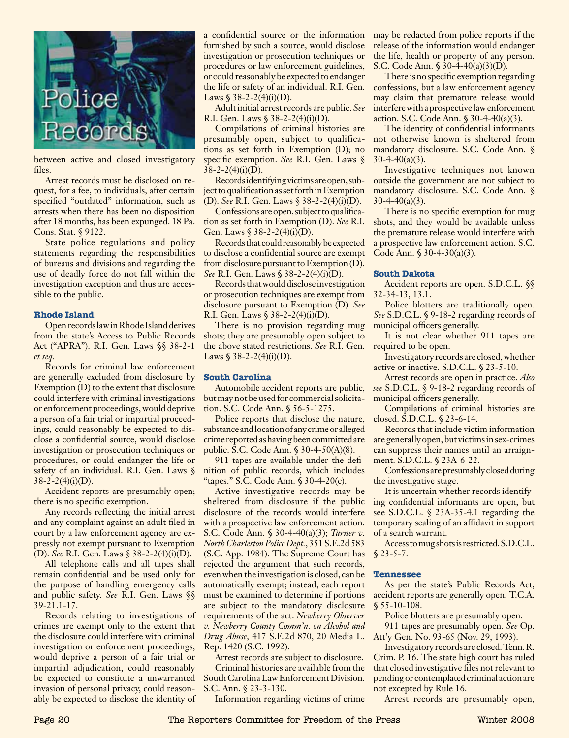between active and closed investigatory files.

Arrest records must be disclosed on request, for a fee, to individuals, after certain specified "outdated" information, such as arrests when there has been no disposition after 18 months, has been expunged. 18 Pa. Cons. Stat. § 9122.

State police regulations and policy statements regarding the responsibilities of bureaus and divisions and regarding the use of deadly force do not fall within the investigation exception and thus are accessible to the public.

### Rhode Island

Open records law in Rhode Island derives from the state's Access to Public Records Act ("APRA"). R.I. Gen. Laws §§ 38-2-1 *et seq.*

Records for criminal law enforcement are generally excluded from disclosure by Exemption (D) to the extent that disclosure could interfere with criminal investigations or enforcement proceedings, would deprive a person of a fair trial or impartial proceedings, could reasonably be expected to disclose a confidential source, would disclose investigation or prosecution techniques or procedures, or could endanger the life or safety of an individual. R.I. Gen. Laws § 38-2-2(4)(i)(D).

Accident reports are presumably open; there is no specific exemption.

Any records reflecting the initial arrest and any complaint against an adult filed in court by a law enforcement agency are expressly not exempt pursuant to Exemption (D). *See* R.I. Gen. Laws § 38-2-2(4)(i)(D).

All telephone calls and all tapes shall remain confidential and be used only for the purpose of handling emergency calls and public safety. *See* R.I. Gen. Laws §§ 39-21.1-17.

Records relating to investigations of crimes are exempt only to the extent that the disclosure could interfere with criminal investigation or enforcement proceedings, would deprive a person of a fair trial or impartial adjudication, could reasonably be expected to constitute a unwarranted invasion of personal privacy, could reasonably be expected to disclose the identity of a confidential source or the information furnished by such a source, would disclose investigation or prosecution techniques or procedures or law enforcement guidelines, or could reasonably be expected to endanger the life or safety of an individual. R.I. Gen. Laws § 38-2-2(4)(i)(D).

Adult initial arrest records are public. *See* R.I. Gen. Laws § 38-2-2(4)(i)(D).

Compilations of criminal histories are presumably open, subject to qualifications as set forth in Exemption (D); no specific exemption. *See* R.I. Gen. Laws § 38-2-2(4)(i)(D).

Records identifying victims are open, subject to qualification as set forth in Exemption (D). *See* R.I. Gen. Laws § 38-2-2(4)(i)(D).

Confessions are open, subject to qualification as set forth in Exemption (D). *See* R.I. Gen. Laws § 38-2-2(4)(i)(D).

Records that could reasonably be expected to disclose a confidential source are exempt from disclosure pursuant to Exemption (D). *See* R.I. Gen. Laws § 38-2-2(4)(i)(D).

Records that would disclose investigation or prosecution techniques are exempt from disclosure pursuant to Exemption (D). *See* R.I. Gen. Laws § 38-2-2(4)(i)(D).

There is no provision regarding mug shots; they are presumably open subject to the above stated restrictions. *See* R.I. Gen. Laws § 38-2-2(4)(i)(D).

### South Carolina

Automobile accident reports are public, but may not be used for commercial solicitation. S.C. Code Ann. § 56-5-1275.

Police reports that disclose the nature, substance and location of any crime or alleged crime reported as having been committed are public. S.C. Code Ann. § 30-4-50(A)(8).

911 tapes are available under the definition of public records, which includes "tapes." S.C. Code Ann. § 30-4-20(c).

Active investigative records may be sheltered from disclosure if the public disclosure of the records would interfere with a prospective law enforcement action. S.C. Code Ann. § 30-4-40(a)(3); *Turner v. North Charleston Police Dept.*, 351 S.E.2d 583 (S.C. App. 1984). The Supreme Court has rejected the argument that such records, even when the investigation is closed, can be automatically exempt; instead, each report must be examined to determine if portions are subject to the mandatory disclosure requirements of the act. *Newberry Observer v. Newberry County Comm'n. on Alcohol and Drug Abuse*, 417 S.E.2d 870, 20 Media L. Rep. 1420 (S.C. 1992).

Arrest records are subject to disclosure.

Criminal histories are available from the South Carolina Law Enforcement Division. S.C. Ann. § 23-3-130.

Information regarding victims of crime may be redacted from police reports if the release of the information would endanger the life, health or property of any person. S.C. Code Ann. § 30-4-40(a)(3)(D).

There is no specific exemption regarding confessions, but a law enforcement agency may claim that premature release would interfere with a prospective law enforcement action. S.C. Code Ann. § 30-4-40(a)(3).

The identity of confidential informants not otherwise known is sheltered from mandatory disclosure. S.C. Code Ann. § 30-4-40(a)(3).

Investigative techniques not known outside the government are not subject to mandatory disclosure. S.C. Code Ann. § 30-4-40(a)(3).

There is no specific exemption for mug shots, and they would be available unless the premature release would interfere with a prospective law enforcement action. S.C. Code Ann. § 30-4-30(a)(3).

### South Dakota

Accident reports are open. S.D.C.L. §§ 32-34-13, 13.1.

Police blotters are traditionally open. *See* S.D.C.L. § 9-18-2 regarding records of municipal officers generally.

It is not clear whether 911 tapes are required to be open.

Investigatory records are closed, whether active or inactive. S.D.C.L. § 23-5-10.

Arrest records are open in practice. *Also see* S.D.C.L. § 9-18-2 regarding records of municipal officers generally.

Compilations of criminal histories are closed. S.D.C.L. § 23-6-14.

Records that include victim information are generally open, but victims in sex-crimes can suppress their names until an arraignment. S.D.C.L. § 23A-6-22.

Confessions are presumably closed during the investigative stage.

It is uncertain whether records identifying confidential informants are open, but see S.D.C.L. § 23A-35-4.1 regarding the temporary sealing of an affidavit in support of a search warrant.

Access to mug shots is restricted. S.D.C.L. § 23-5-7.

### Tennessee

As per the state's Public Records Act, accident reports are generally open. T.C.A. § 55-10-108.

Police blotters are presumably open.

911 tapes are presumably open. *See* Op. Att'y Gen. No. 93-65 (Nov. 29, 1993).

Investigatory records are closed. Tenn. R. Crim. P. 16. The state high court has ruled that closed investigative files not relevant to pending or contemplated criminal action are not excepted by Rule 16.

Arrest records are presumably open,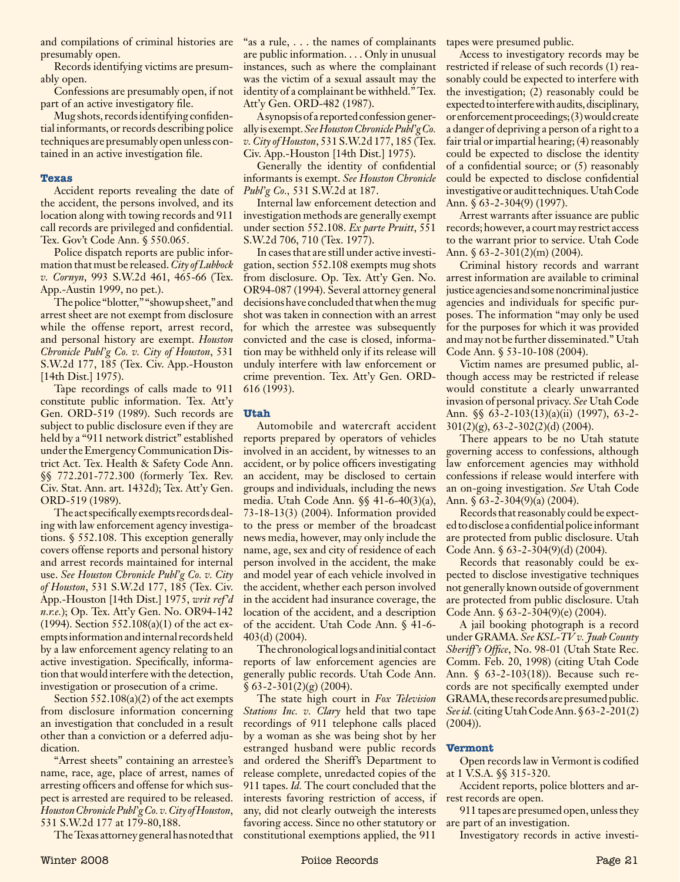and compilations of criminal histories are presumably open.

Records identifying victims are presumably open.

Confessions are presumably open, if not part of an active investigatory file.

Mug shots, records identifying confidential informants, or records describing police techniques are presumably open unless contained in an active investigation file.

### Texas

Accident reports revealing the date of the accident, the persons involved, and its location along with towing records and 911 call records are privileged and confidential. Tex. Gov't Code Ann. § 550.065.

Police dispatch reports are public information that must be released. *City of Lubbock v. Cornyn*, 993 S.W.2d 461, 465-66 (Tex. App.-Austin 1999, no pet.).

The police "blotter," "showup sheet," and arrest sheet are not exempt from disclosure while the offense report, arrest record, and personal history are exempt. *Houston Chronicle Publ'g Co. v. City of Houston*, 531 S.W.2d 177, 185 (Tex. Civ. App.-Houston [14th Dist.] 1975).

Tape recordings of calls made to 911 constitute public information. Tex. Att'y Gen. ORD-519 (1989). Such records are subject to public disclosure even if they are held by a "911 network district" established under the Emergency Communication District Act. Tex. Health & Safety Code Ann. §§ 772.201-772.300 (formerly Tex. Rev. Civ. Stat. Ann. art. 1432d); Tex. Att'y Gen. ORD-519 (1989).

The act specifically exempts records dealing with law enforcement agency investigations. § 552.108. This exception generally covers offense reports and personal history and arrest records maintained for internal use. *See Houston Chronicle Publ'g Co. v. City of Houston*, 531 S.W.2d 177, 185 (Tex. Civ. App.-Houston [14th Dist.] 1975, *writ ref'd n.r.e.*); Op. Tex. Att'y Gen. No. OR94-142 (1994). Section 552.108(a)(1) of the act exempts information and internal records held by a law enforcement agency relating to an active investigation. Specifically, information that would interfere with the detection, investigation or prosecution of a crime.

Section 552.108(a)(2) of the act exempts from disclosure information concerning an investigation that concluded in a result other than a conviction or a deferred adjudication.

"Arrest sheets" containing an arrestee's name, race, age, place of arrest, names of arresting officers and offense for which suspect is arrested are required to be released. *Houston Chronicle Publ'g Co. v. City of Houston*, 531 S.W.2d 177 at 179-80,188.

The Texas attorney general has noted that "as a rule, . . . the names of complainants are public information. . . . Only in unusual instances, such as where the complainant was the victim of a sexual assault may the identity of a complainant be withheld." Tex. Att'y Gen. ORD-482 (1987).

A synopsis of a reported confession generally is exempt. *See Houston Chronicle Publ'g Co. v. City of Houston*, 531 S.W.2d 177, 185 (Tex. Civ. App.-Houston [14th Dist.] 1975).

Generally the identity of confidential informants is exempt. *See Houston Chronicle Publ'g Co.*, 531 S.W.2d at 187.

Internal law enforcement detection and investigation methods are generally exempt under section 552.108. *Ex parte Pruitt*, 551 S.W.2d 706, 710 (Tex. 1977).

In cases that are still under active investigation, section 552.108 exempts mug shots from disclosure. Op. Tex. Att'y Gen. No. OR94-087 (1994). Several attorney general decisions have concluded that when the mug shot was taken in connection with an arrest for which the arrestee was subsequently convicted and the case is closed, information may be withheld only if its release will unduly interfere with law enforcement or crime prevention. Tex. Att'y Gen. ORD-616 (1993).

### Utah

Automobile and watercraft accident reports prepared by operators of vehicles involved in an accident, by witnesses to an accident, or by police officers investigating an accident, may be disclosed to certain groups and individuals, including the news media. Utah Code Ann. §§ 41-6-40(3)(a), 73-18-13(3) (2004). Information provided to the press or member of the broadcast news media, however, may only include the name, age, sex and city of residence of each person involved in the accident, the make and model year of each vehicle involved in the accident, whether each person involved in the accident had insurance coverage, the location of the accident, and a description of the accident. Utah Code Ann. § 41-6-403(d) (2004).

The chronological logs and initial contact reports of law enforcement agencies are generally public records. Utah Code Ann. § 63-2-301(2)(g) (2004).

The state high court in *Fox Television Stations Inc. v. Clary* held that two tape recordings of 911 telephone calls placed by a woman as she was being shot by her estranged husband were public records and ordered the Sheriff's Department to release complete, unredacted copies of the 911 tapes. *Id.* The court concluded that the interests favoring restriction of access, if any, did not clearly outweigh the interests favoring access. Since no other statutory or constitutional exemptions applied, the 911 tapes were presumed public.

Access to investigatory records may be restricted if release of such records (1) reasonably could be expected to interfere with the investigation; (2) reasonably could be expected to interfere with audits, disciplinary, or enforcement proceedings; (3) would create a danger of depriving a person of a right to a fair trial or impartial hearing; (4) reasonably could be expected to disclose the identity of a confidential source; or (5) reasonably could be expected to disclose confidential investigative or audit techniques. Utah Code Ann. § 63-2-304(9) (1997).

Arrest warrants after issuance are public records; however, a court may restrict access to the warrant prior to service. Utah Code Ann. § 63-2-301(2)(m) (2004).

Criminal history records and warrant arrest information are available to criminal justice agencies and some noncriminal justice agencies and individuals for specific purposes. The information "may only be used for the purposes for which it was provided and may not be further disseminated." Utah Code Ann. § 53-10-108 (2004).

Victim names are presumed public, although access may be restricted if release would constitute a clearly unwarranted invasion of personal privacy. *See* Utah Code Ann. §§ 63-2-103(13)(a)(ii) (1997), 63-2-301(2)(g), 63-2-302(2)(d) (2004).

There appears to be no Utah statute governing access to confessions, although law enforcement agencies may withhold confessions if release would interfere with an on-going investigation. *See* Utah Code Ann. § 63-2-304(9)(a) (2004).

Records that reasonably could be expected to disclose a confidential police informant are protected from public disclosure. Utah Code Ann. § 63-2-304(9)(d) (2004).

Records that reasonably could be expected to disclose investigative techniques not generally known outside of government are protected from public disclosure. Utah Code Ann. § 63-2-304(9)(e) (2004).

A jail booking photograph is a record under GRAMA. *See KSL-TV v. Juab County Sheriff's Office*, No. 98-01 (Utah State Rec. Comm. Feb. 20, 1998) (citing Utah Code Ann. § 63-2-103(18)). Because such records are not specifically exempted under GRAMA, these records are presumed public. *See id.* (citing Utah Code Ann. § 63-2-201(2) (2004)).

### Vermont

Open records law in Vermont is codified at 1 V.S.A. §§ 315-320.

Accident reports, police blotters and arrest records are open.

911 tapes are presumed open, unless they are part of an investigation.

Investigatory records in active investi-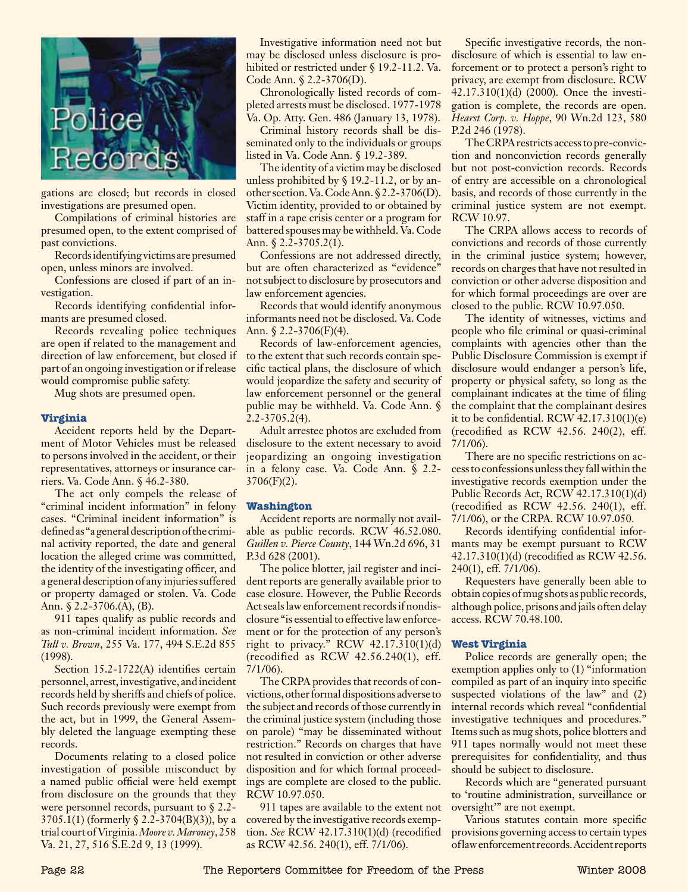gations are closed; but records in closed investigations are presumed open.

Compilations of criminal histories are presumed open, to the extent comprised of past convictions.

Records identifying victims are presumed open, unless minors are involved.

Confessions are closed if part of an investigation.

Records identifying confidential informants are presumed closed.

Records revealing police techniques are open if related to the management and direction of law enforcement, but closed if part of an ongoing investigation or if release would compromise public safety.

Mug shots are presumed open.

### Virginia

Accident reports held by the Department of Motor Vehicles must be released to persons involved in the accident, or their representatives, attorneys or insurance carriers. Va. Code Ann. § 46.2-380.

The act only compels the release of "criminal incident information" in felony cases. "Criminal incident information" is defined as "a general description of the criminal activity reported, the date and general location the alleged crime was committed, the identity of the investigating officer, and a general description of any injuries suffered or property damaged or stolen. Va. Code Ann. § 2.2-3706.(A), (B).

911 tapes qualify as public records and as non-criminal incident information. *See Tull v. Brown*, 255 Va. 177, 494 S.E.2d 855 (1998).

Section 15.2-1722(A) identifies certain personnel, arrest, investigative, and incident records held by sheriffs and chiefs of police. Such records previously were exempt from the act, but in 1999, the General Assembly deleted the language exempting these records.

Documents relating to a closed police investigation of possible misconduct by a named public official were held exempt from disclosure on the grounds that they were personnel records, pursuant to § 2.2-3705.1(1) (formerly § 2.2-3704(B)(3)), by a trial court of Virginia. *Moore v. Maroney*, 258 Va. 21, 27, 516 S.E.2d 9, 13 (1999).

Investigative information need not but may be disclosed unless disclosure is prohibited or restricted under § 19.2-11.2. Va. Code Ann. § 2.2-3706(D).

Chronologically listed records of completed arrests must be disclosed. 1977-1978 Va. Op. Atty. Gen. 486 (January 13, 1978).

Criminal history records shall be disseminated only to the individuals or groups listed in Va. Code Ann. § 19.2-389.

The identity of a victim may be disclosed unless prohibited by § 19.2-11.2, or by another section. Va. Code Ann. § 2.2-3706(D). Victim identity, provided to or obtained by staff in a rape crisis center or a program for battered spouses may be withheld. Va. Code Ann. § 2.2-3705.2(1).

Confessions are not addressed directly, but are often characterized as "evidence" not subject to disclosure by prosecutors and law enforcement agencies.

Records that would identify anonymous informants need not be disclosed. Va. Code Ann. § 2.2-3706(F)(4).

Records of law-enforcement agencies, to the extent that such records contain specific tactical plans, the disclosure of which would jeopardize the safety and security of law enforcement personnel or the general public may be withheld. Va. Code Ann. § 2.2-3705.2(4).

Adult arrestee photos are excluded from disclosure to the extent necessary to avoid jeopardizing an ongoing investigation in a felony case. Va. Code Ann. § 2.2-3706(F)(2).

### Washington

Accident reports are normally not available as public records. RCW 46.52.080. *Guillen v. Pierce County*, 144 Wn.2d 696, 31 P.3d 628 (2001).

The police blotter, jail register and incident reports are generally available prior to case closure. However, the Public Records Act seals law enforcement records if nondisclosure "is essential to effective law enforcement or for the protection of any person's right to privacy." RCW 42.17.310(1)(d) (recodified as RCW 42.56.240(1), eff. 7/1/06).

The CRPA provides that records of convictions, other formal dispositions adverse to the subject and records of those currently in the criminal justice system (including those on parole) "may be disseminated without restriction." Records on charges that have not resulted in conviction or other adverse disposition and for which formal proceedings are complete are closed to the public. RCW 10.97.050.

911 tapes are available to the extent not covered by the investigative records exemption. *See* RCW 42.17.310(1)(d) (recodified as RCW 42.56. 240(1), eff. 7/1/06).

Specific investigative records, the nondisclosure of which is essential to law enforcement or to protect a person's right to privacy, are exempt from disclosure. RCW 42.17.310(1)(d) (2000). Once the investigation is complete, the records are open. *Hearst Corp. v. Hoppe*, 90 Wn.2d 123, 580 P.2d 246 (1978).

The CRPA restricts access to pre-conviction and nonconviction records generally but not post-conviction records. Records of entry are accessible on a chronological basis, and records of those currently in the criminal justice system are not exempt. RCW 10.97.

The CRPA allows access to records of convictions and records of those currently in the criminal justice system; however, records on charges that have not resulted in conviction or other adverse disposition and for which formal proceedings are over are closed to the public. RCW 10.97.050.

The identity of witnesses, victims and people who file criminal or quasi-criminal complaints with agencies other than the Public Disclosure Commission is exempt if disclosure would endanger a person's life, property or physical safety, so long as the complainant indicates at the time of filing the complaint that the complainant desires it to be confidential. RCW 42.17.310(1)(e) (recodified as RCW 42.56. 240(2), eff. 7/1/06).

There are no specific restrictions on access to confessions unless they fall within the investigative records exemption under the Public Records Act, RCW 42.17.310(1)(d) (recodified as RCW 42.56. 240(1), eff. 7/1/06), or the CRPA. RCW 10.97.050.

Records identifying confidential informants may be exempt pursuant to RCW 42.17.310(1)(d) (recodified as RCW 42.56. 240(1), eff. 7/1/06).

Requesters have generally been able to obtain copies of mug shots as public records, although police, prisons and jails often delay access. RCW 70.48.100.

### West Virginia

Police records are generally open; the exemption applies only to (1) "information compiled as part of an inquiry into specific suspected violations of the law" and (2) internal records which reveal "confidential investigative techniques and procedures." Items such as mug shots, police blotters and 911 tapes normally would not meet these prerequisites for confidentiality, and thus should be subject to disclosure.

Records which are "generated pursuant to 'routine administration, surveillance or oversight'" are not exempt.

Various statutes contain more specific provisions governing access to certain types of law enforcement records. Accident reports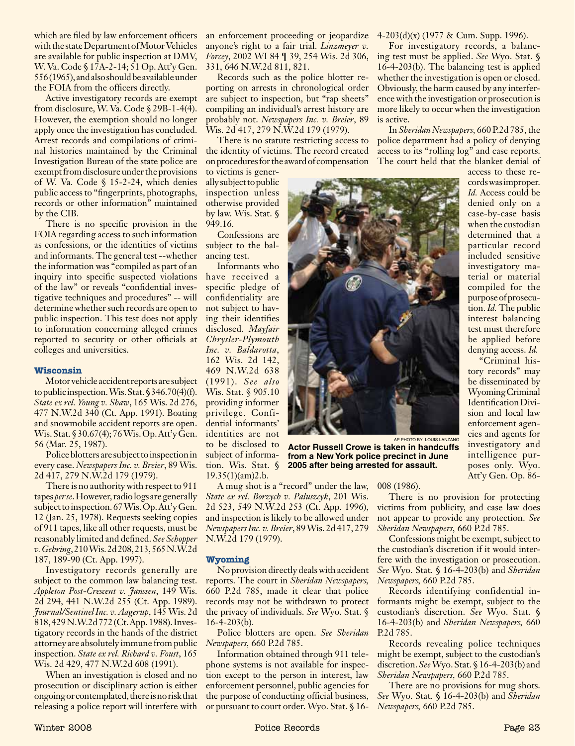which are filed by law enforcement officers with the state Department of Motor Vehicles are available for public inspection at DMV, W. Va. Code § 17A-2-14; 51 Op. Att'y Gen. 556 (1965), and also should be available under the FOIA from the officers directly.

Active investigatory records are exempt from disclosure, W. Va. Code § 29B-1-4(4). However, the exemption should no longer apply once the investigation has concluded. Arrest records and compilations of criminal histories maintained by the Criminal Investigation Bureau of the state police are exempt from disclosure under the provisions of W. Va. Code § 15-2-24, which denies public access to "fingerprints, photographs, records or other information" maintained by the CIB.

There is no specific provision in the FOIA regarding access to such information as confessions, or the identities of victims and informants. The general test --whether the information was "compiled as part of an inquiry into specific suspected violations of the law" or reveals "confidential investigative techniques and procedures" -- will determine whether such records are open to public inspection. This test does not apply to information concerning alleged crimes reported to security or other officials at colleges and universities.

## Wisconsin

Motor vehicle accident reports are subject to public inspection. Wis. Stat. § 346.70(4)(f). *State ex rel. Young v. Shaw*, 165 Wis. 2d 276, 477 N.W.2d 340 (Ct. App. 1991). Boating and snowmobile accident reports are open. Wis. Stat. § 30.67(4); 76 Wis. Op. Att'y Gen. 56 (Mar. 25, 1987).

Police blotters are subject to inspection in every case. *Newspapers Inc. v. Breier*, 89 Wis. 2d 417, 279 N.W.2d 179 (1979).

There is no authority with respect to 911 tapes *per se*. However, radio logs are generally subject to inspection. 67 Wis. Op. Att'y Gen. 12 (Jan. 25, 1978). Requests seeking copies of 911 tapes, like all other requests, must be reasonably limited and defined. *See Schopper v. Gehring*, 210 Wis. 2d 208, 213, 565 N.W.2d 187, 189-90 (Ct. App. 1997).

Investigatory records generally are subject to the common law balancing test. *Appleton Post-Crescent v. Janssen*, 149 Wis. 2d 294, 441 N.W.2d 255 (Ct. App. 1989). *Journal/Sentinel Inc. v. Aagerup*, 145 Wis. 2d 818, 429 N.W.2d 772 (Ct. App. 1988). Investigatory records in the hands of the district attorney are absolutely immune from public inspection. *State ex rel. Richard v. Foust*, 165 Wis. 2d 429, 477 N.W.2d 608 (1991).

When an investigation is closed and no prosecution or disciplinary action is either ongoing or contemplated, there is no risk that releasing a police report will interfere with an enforcement proceeding or jeopardize anyone's right to a fair trial. *Linzmeyer v. Forcey*, 2002 WI 84 ¶ 39, 254 Wis. 2d 306, 331, 646 N.W.2d 811, 821.

Records such as the police blotter reporting on arrests in chronological order are subject to inspection, but "rap sheets" compiling an individual's arrest history are probably not. *Newspapers Inc. v. Breier*, 89 Wis. 2d 417, 279 N.W.2d 179 (1979).

There is no statute restricting access to the identity of victims. The record created on procedures for the award of compensation to victims is generally subject to public inspection unless otherwise provided by law. Wis. Stat. § 949.16.

Confessions are subject to the balancing test.

Informants who have received a specific pledge of confidentiality are not subject to having their identifies disclosed. *Mayfair Chrysler-Plymouth Inc. v. Baldarotta*, 162 Wis. 2d 142, 469 N.W.2d 638 (1991). *See also* Wis. Stat. § 905.10 providing informer privilege. Confidential informants' identities are not to be disclosed to subject of information. Wis. Stat. § 19.35(1)(am)2.b.

A mug shot is a "record" under the law, *State ex rel. Borzych v. Paluszcyk*, 201 Wis. 2d 523, 549 N.W.2d 253 (Ct. App. 1996), and inspection is likely to be allowed under *Newspapers Inc. v. Breier*, 89 Wis. 2d 417, 279 N.W.2d 179 (1979).

AP PHOTO BY LOUIS LANZANO

**Actor Russell Crowe is taken in handcuffs from a New York police precinct in June 2005 after being arrested for assault.**

## Wyoming

No provision directly deals with accident reports. The court in *Sheridan Newspapers*, 660 P.2d 785, made it clear that police records may not be withdrawn to protect the privacy of individuals. *See* Wyo. Stat. § 16-4-203(b).

Police blotters are open. *See Sheridan Newspapers*, 660 P.2d 785.

Information obtained through 911 telephone systems is not available for inspection except to the person in interest, law enforcement personnel, public agencies for the purpose of conducting official business, or pursuant to court order. Wyo. Stat. § 16-4-203(d)(x) (1977 & Cum. Supp. 1996).

For investigatory records, a balancing test must be applied. *See* Wyo. Stat. § 16-4-203(b). The balancing test is applied whether the investigation is open or closed. Obviously, the harm caused by any interference with the investigation or prosecution is more likely to occur when the investigation is active.

In *Sheridan Newspapers*, 660 P.2d 785, the police department had a policy of denying access to its "rolling log" and case reports. The court held that the blanket denial of access to these records was improper. *Id.* Access could be denied only on a case-by-case basis when the custodian determined that a particular record included sensitive investigatory material or material compiled for the purpose of prosecution. *Id.* The public interest balancing test must therefore be applied before denying access. *Id.*

"Criminal history records" may be disseminated by Wyoming Criminal Identification Division and local law enforcement agencies and agents for investigatory and intelligence purposes only. Wyo. Att'y Gen. Op. 86-008 (1986).

There is no provision for protecting victims from publicity, and case law does not appear to provide any protection. *See Sheridan Newspapers*, 660 P.2d 785.

Confessions might be exempt, subject to the custodian's discretion if it would interfere with the investigation or prosecution. *See* Wyo. Stat. § 16-4-203(b) and *Sheridan Newspapers*, 660 P.2d 785.

Records identifying confidential informants might be exempt, subject to the custodian's discretion. *See* Wyo. Stat. § 16-4-203(b) and *Sheridan Newspapers*, 660 P.2d 785.

Records revealing police techniques might be exempt, subject to the custodian's discretion. *See* Wyo. Stat. § 16-4-203(b) and *Sheridan Newspapers*, 660 P.2d 785.

There are no provisions for mug shots. *See* Wyo. Stat. § 16-4-203(b) and *Sheridan Newspapers*, 660 P.2d 785.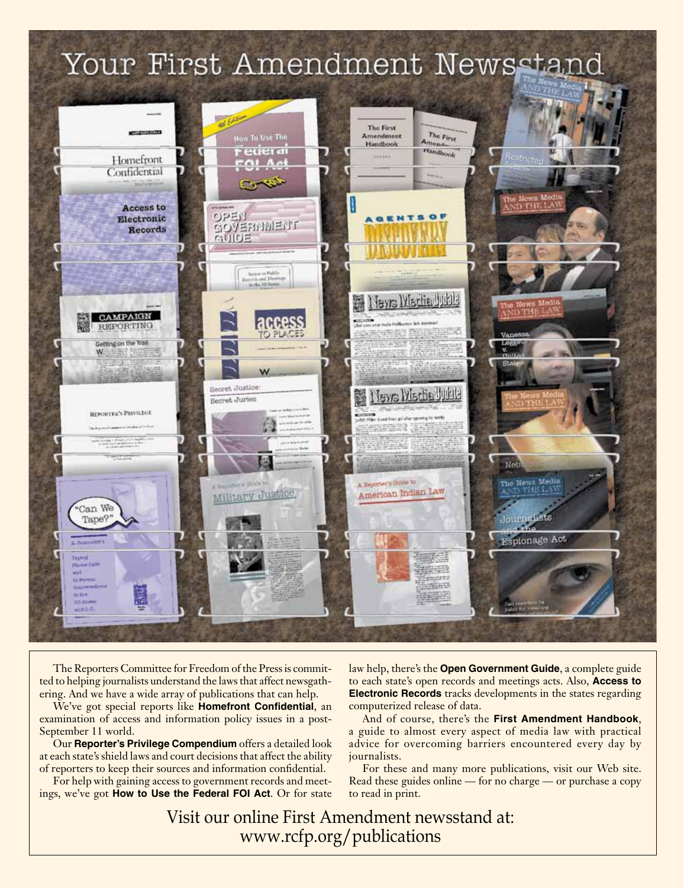# Your First Amendment Newsstand

The Reporters Committee for Freedom of the Press is committed to helping journalists understand the laws that affect newsgathering. And we have a wide array of publications that can help.

We've got special reports like **Homefront Confidential**, an examination of access and information policy issues in a post-September 11 world.

Our **Reporter's Privilege Compendium** offers a detailed look at each state's shield laws and court decisions that affect the ability of reporters to keep their sources and information confidential.

For help with gaining access to government records and meetings, we've got **How to Use the Federal FOI Act**. Or for state law help, there's the **Open Government Guide**, a complete guide to each state's open records and meetings acts. Also, **Access to Electronic Records** tracks developments in the states regarding computerized release of data.

And of course, there's the **First Amendment Handbook**, a guide to almost every aspect of media law with practical advice for overcoming barriers encountered every day by journalists.

For these and many more publications, visit our Web site. Read these guides online — for no charge — or purchase a copy to read in print.

Visit our online First Amendment newsstand at:
www.rcfp.org/publications